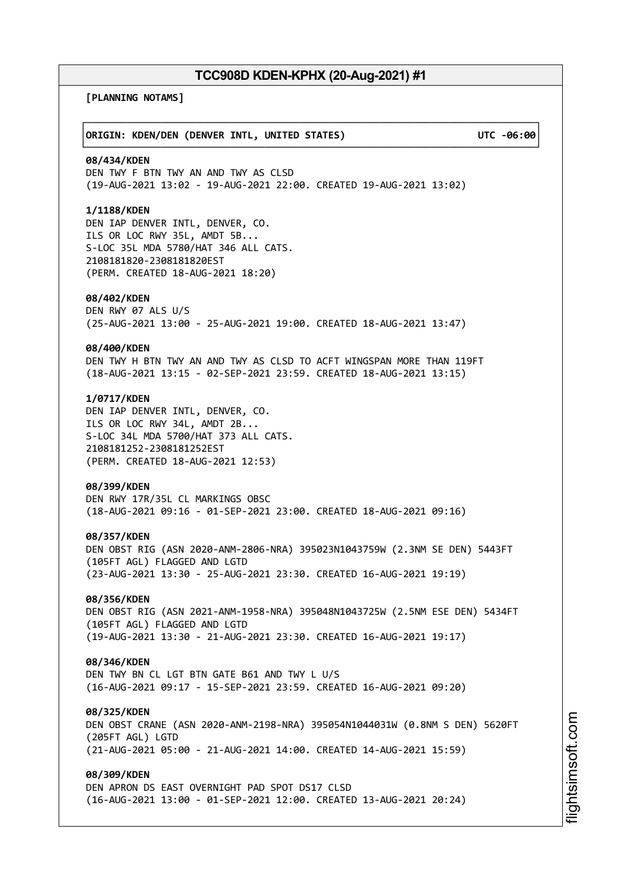# TCC908D KDEN-KPHX (20-Aug-2021) #1

**[PLANNING NOTAMS]**

**ORIGIN: KDEN/DEN (DENVER INTL, UNITED STATES) UTC -06:00**

**08/434/KDEN**
DEN TWY F BTN TWY AN AND TWY AS CLSD
(19-AUG-2021 13:02 - 19-AUG-2021 22:00. CREATED 19-AUG-2021 13:02)

**1/1188/KDEN**
DEN IAP DENVER INTL, DENVER, CO.
ILS OR LOC RWY 35L, AMDT 5B...
S-LOC 35L MDA 5780/HAT 346 ALL CATS.
2108181820-2308181820EST
(PERM. CREATED 18-AUG-2021 18:20)

**08/402/KDEN**
DEN RWY 07 ALS U/S
(25-AUG-2021 13:00 - 25-AUG-2021 19:00. CREATED 18-AUG-2021 13:47)

**08/400/KDEN**
DEN TWY H BTN TWY AN AND TWY AS CLSD TO ACFT WINGSPAN MORE THAN 119FT
(18-AUG-2021 13:15 - 02-SEP-2021 23:59. CREATED 18-AUG-2021 13:15)

**1/0717/KDEN**
DEN IAP DENVER INTL, DENVER, CO.
ILS OR LOC RWY 34L, AMDT 2B...
S-LOC 34L MDA 5700/HAT 373 ALL CATS.
2108181252-2308181252EST
(PERM. CREATED 18-AUG-2021 12:53)

**08/399/KDEN**
DEN RWY 17R/35L CL MARKINGS OBSC
(18-AUG-2021 09:16 - 01-SEP-2021 23:00. CREATED 18-AUG-2021 09:16)

**08/357/KDEN**
DEN OBST RIG (ASN 2020-ANM-2806-NRA) 395023N1043759W (2.3NM SE DEN) 5443FT
(105FT AGL) FLAGGED AND LGTD
(23-AUG-2021 13:30 - 25-AUG-2021 23:30. CREATED 16-AUG-2021 19:19)

**08/356/KDEN**
DEN OBST RIG (ASN 2021-ANM-1958-NRA) 395048N1043725W (2.5NM ESE DEN) 5434FT
(105FT AGL) FLAGGED AND LGTD
(19-AUG-2021 13:30 - 21-AUG-2021 23:30. CREATED 16-AUG-2021 19:17)

**08/346/KDEN**
DEN TWY BN CL LGT BTN GATE B61 AND TWY L U/S
(16-AUG-2021 09:17 - 15-SEP-2021 23:59. CREATED 16-AUG-2021 09:20)

**08/325/KDEN**
DEN OBST CRANE (ASN 2020-ANM-2198-NRA) 395054N1044031W (0.8NM S DEN) 5620FT
(205FT AGL) LGTD
(21-AUG-2021 05:00 - 21-AUG-2021 14:00. CREATED 14-AUG-2021 15:59)

**08/309/KDEN**
DEN APRON DS EAST OVERNIGHT PAD SPOT DS17 CLSD
(16-AUG-2021 13:00 - 01-SEP-2021 12:00. CREATED 13-AUG-2021 20:24)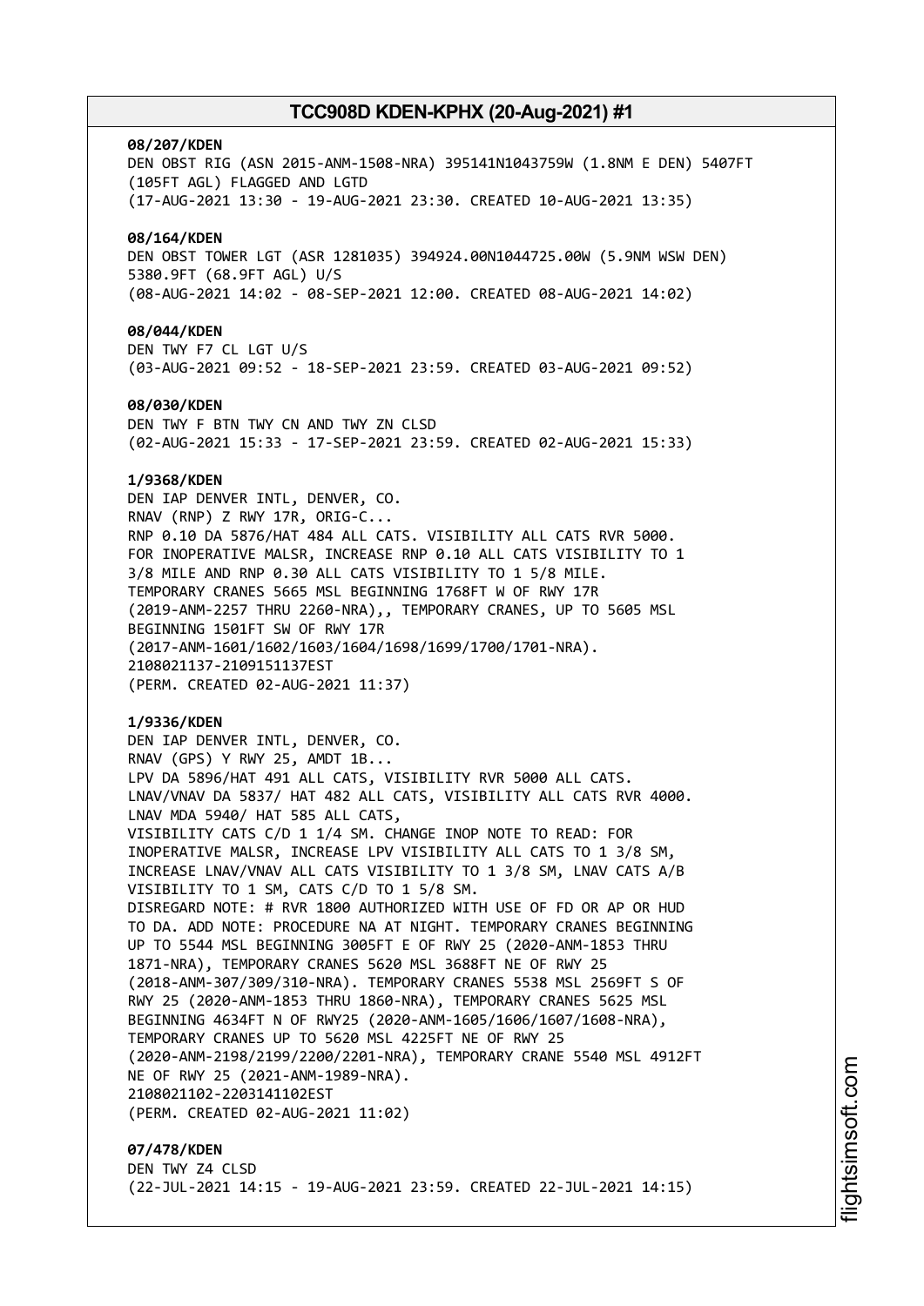**08/207/KDEN**
DEN OBST RIG (ASN 2015-ANM-1508-NRA) 395141N1043759W (1.8NM E DEN) 5407FT (105FT AGL) FLAGGED AND LGTD
(17-AUG-2021 13:30 - 19-AUG-2021 23:30. CREATED 10-AUG-2021 13:35)

**08/164/KDEN**
DEN OBST TOWER LGT (ASR 1281035) 394924.00N1044725.00W (5.9NM WSW DEN) 5380.9FT (68.9FT AGL) U/S
(08-AUG-2021 14:02 - 08-SEP-2021 12:00. CREATED 08-AUG-2021 14:02)

**08/044/KDEN**
DEN TWY F7 CL LGT U/S
(03-AUG-2021 09:52 - 18-SEP-2021 23:59. CREATED 03-AUG-2021 09:52)

**08/030/KDEN**
DEN TWY F BTN TWY CN AND TWY ZN CLSD
(02-AUG-2021 15:33 - 17-SEP-2021 23:59. CREATED 02-AUG-2021 15:33)

**1/9368/KDEN**
DEN IAP DENVER INTL, DENVER, CO.
RNAV (RNP) Z RWY 17R, ORIG-C...
RNP 0.10 DA 5876/HAT 484 ALL CATS. VISIBILITY ALL CATS RVR 5000.
FOR INOPERATIVE MALSR, INCREASE RNP 0.10 ALL CATS VISIBILITY TO 1 3/8 MILE AND RNP 0.30 ALL CATS VISIBILITY TO 1 5/8 MILE.
TEMPORARY CRANES 5665 MSL BEGINNING 1768FT W OF RWY 17R (2019-ANM-2257 THRU 2260-NRA),, TEMPORARY CRANES, UP TO 5605 MSL BEGINNING 1501FT SW OF RWY 17R (2017-ANM-1601/1602/1603/1604/1698/1699/1700/1701-NRA).
2108021137-2109151137EST
(PERM. CREATED 02-AUG-2021 11:37)

**1/9336/KDEN**
DEN IAP DENVER INTL, DENVER, CO.
RNAV (GPS) Y RWY 25, AMDT 1B...
LPV DA 5896/HAT 491 ALL CATS, VISIBILITY RVR 5000 ALL CATS.
LNAV/VNAV DA 5837/ HAT 482 ALL CATS, VISIBILITY ALL CATS RVR 4000.
LNAV MDA 5940/ HAT 585 ALL CATS,
VISIBILITY CATS C/D 1 1/4 SM. CHANGE INOP NOTE TO READ: FOR INOPERATIVE MALSR, INCREASE LPV VISIBILITY ALL CATS TO 1 3/8 SM, INCREASE LNAV/VNAV ALL CATS VISIBILITY TO 1 3/8 SM, LNAV CATS A/B VISIBILITY TO 1 SM, CATS C/D TO 1 5/8 SM.
DISREGARD NOTE: # RVR 1800 AUTHORIZED WITH USE OF FD OR AP OR HUD TO DA. ADD NOTE: PROCEDURE NA AT NIGHT. TEMPORARY CRANES BEGINNING UP TO 5544 MSL BEGINNING 3005FT E OF RWY 25 (2020-ANM-1853 THRU 1871-NRA), TEMPORARY CRANES 5620 MSL 3688FT NE OF RWY 25 (2018-ANM-307/309/310-NRA). TEMPORARY CRANES 5538 MSL 2569FT S OF RWY 25 (2020-ANM-1853 THRU 1860-NRA), TEMPORARY CRANES 5625 MSL BEGINNING 4634FT N OF RWY25 (2020-ANM-1605/1606/1607/1608-NRA), TEMPORARY CRANES UP TO 5620 MSL 4225FT NE OF RWY 25 (2020-ANM-2198/2199/2200/2201-NRA), TEMPORARY CRANE 5540 MSL 4912FT NE OF RWY 25 (2021-ANM-1989-NRA).
2108021102-2203141102EST
(PERM. CREATED 02-AUG-2021 11:02)

**07/478/KDEN**
DEN TWY Z4 CLSD
(22-JUL-2021 14:15 - 19-AUG-2021 23:59. CREATED 22-JUL-2021 14:15)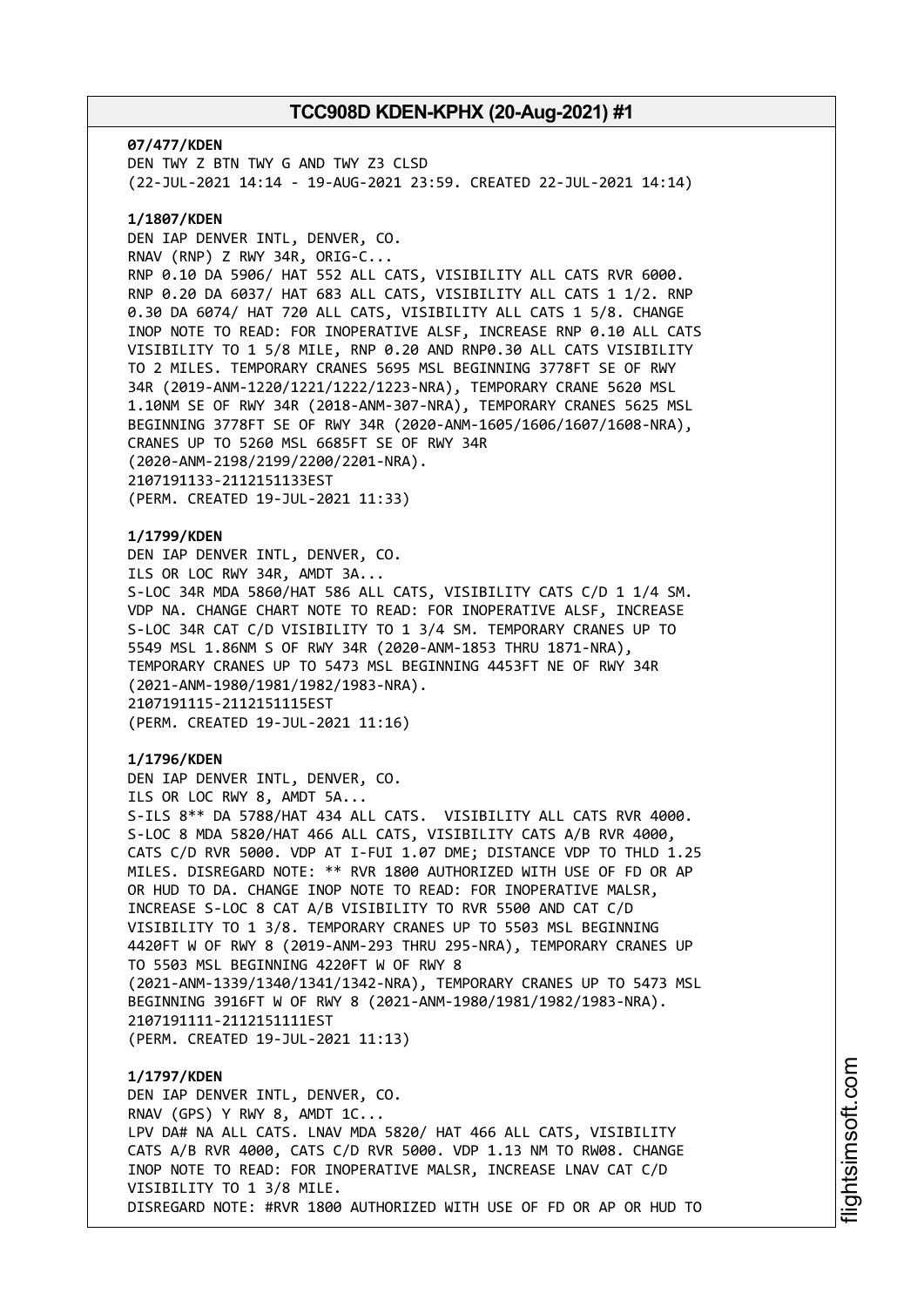**07/477/KDEN**
DEN TWY Z BTN TWY G AND TWY Z3 CLSD
(22-JUL-2021 14:14 - 19-AUG-2021 23:59. CREATED 22-JUL-2021 14:14)

**1/1807/KDEN**
DEN IAP DENVER INTL, DENVER, CO.
RNAV (RNP) Z RWY 34R, ORIG-C...
RNP 0.10 DA 5906/ HAT 552 ALL CATS, VISIBILITY ALL CATS RVR 6000.
RNP 0.20 DA 6037/ HAT 683 ALL CATS, VISIBILITY ALL CATS 1 1/2. RNP
0.30 DA 6074/ HAT 720 ALL CATS, VISIBILITY ALL CATS 1 5/8. CHANGE
INOP NOTE TO READ: FOR INOPERATIVE ALSF, INCREASE RNP 0.10 ALL CATS
VISIBILITY TO 1 5/8 MILE, RNP 0.20 AND RNP0.30 ALL CATS VISIBILITY
TO 2 MILES. TEMPORARY CRANES 5695 MSL BEGINNING 3778FT SE OF RWY
34R (2019-ANM-1220/1221/1222/1223-NRA), TEMPORARY CRANE 5620 MSL
1.10NM SE OF RWY 34R (2018-ANM-307-NRA), TEMPORARY CRANES 5625 MSL
BEGINNING 3778FT SE OF RWY 34R (2020-ANM-1605/1606/1607/1608-NRA),
CRANES UP TO 5260 MSL 6685FT SE OF RWY 34R
(2020-ANM-2198/2199/2200/2201-NRA).
2107191133-2112151133EST
(PERM. CREATED 19-JUL-2021 11:33)

**1/1799/KDEN**
DEN IAP DENVER INTL, DENVER, CO.
ILS OR LOC RWY 34R, AMDT 3A...
S-LOC 34R MDA 5860/HAT 586 ALL CATS, VISIBILITY CATS C/D 1 1/4 SM.
VDP NA. CHANGE CHART NOTE TO READ: FOR INOPERATIVE ALSF, INCREASE
S-LOC 34R CAT C/D VISIBILITY TO 1 3/4 SM. TEMPORARY CRANES UP TO
5549 MSL 1.86NM S OF RWY 34R (2020-ANM-1853 THRU 1871-NRA),
TEMPORARY CRANES UP TO 5473 MSL BEGINNING 4453FT NE OF RWY 34R
(2021-ANM-1980/1981/1982/1983-NRA).
2107191115-2112151115EST
(PERM. CREATED 19-JUL-2021 11:16)

**1/1796/KDEN**
DEN IAP DENVER INTL, DENVER, CO.
ILS OR LOC RWY 8, AMDT 5A...
S-ILS 8** DA 5788/HAT 434 ALL CATS. VISIBILITY ALL CATS RVR 4000.
S-LOC 8 MDA 5820/HAT 466 ALL CATS, VISIBILITY CATS A/B RVR 4000,
CATS C/D RVR 5000. VDP AT I-FUI 1.07 DME; DISTANCE VDP TO THLD 1.25
MILES. DISREGARD NOTE: ** RVR 1800 AUTHORIZED WITH USE OF FD OR AP
OR HUD TO DA. CHANGE INOP NOTE TO READ: FOR INOPERATIVE MALSR,
INCREASE S-LOC 8 CAT A/B VISIBILITY TO RVR 5500 AND CAT C/D
VISIBILITY TO 1 3/8. TEMPORARY CRANES UP TO 5503 MSL BEGINNING
4420FT W OF RWY 8 (2019-ANM-293 THRU 295-NRA), TEMPORARY CRANES UP
TO 5503 MSL BEGINNING 4220FT W OF RWY 8
(2021-ANM-1339/1340/1341/1342-NRA), TEMPORARY CRANES UP TO 5473 MSL
BEGINNING 3916FT W OF RWY 8 (2021-ANM-1980/1981/1982/1983-NRA).
2107191111-2112151111EST
(PERM. CREATED 19-JUL-2021 11:13)

**1/1797/KDEN**
DEN IAP DENVER INTL, DENVER, CO.
RNAV (GPS) Y RWY 8, AMDT 1C...
LPV DA# NA ALL CATS. LNAV MDA 5820/ HAT 466 ALL CATS, VISIBILITY
CATS A/B RVR 4000, CATS C/D RVR 5000. VDP 1.13 NM TO RW08. CHANGE
INOP NOTE TO READ: FOR INOPERATIVE MALSR, INCREASE LNAV CAT C/D
VISIBILITY TO 1 3/8 MILE.
DISREGARD NOTE: #RVR 1800 AUTHORIZED WITH USE OF FD OR AP OR HUD TO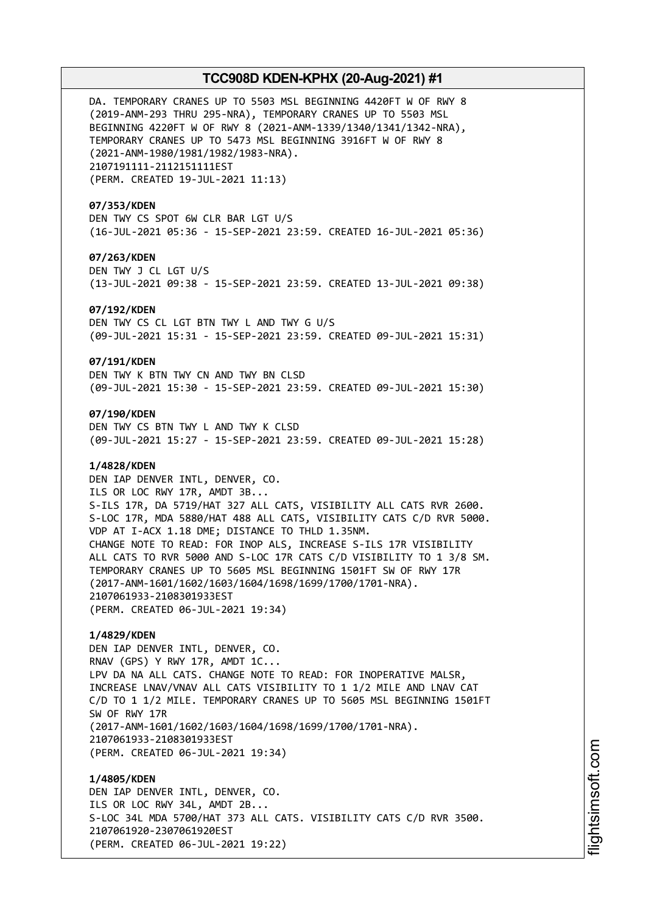DA. TEMPORARY CRANES UP TO 5503 MSL BEGINNING 4420FT W OF RWY 8 (2019-ANM-293 THRU 295-NRA), TEMPORARY CRANES UP TO 5503 MSL BEGINNING 4220FT W OF RWY 8 (2021-ANM-1339/1340/1341/1342-NRA), TEMPORARY CRANES UP TO 5473 MSL BEGINNING 3916FT W OF RWY 8 (2021-ANM-1980/1981/1982/1983-NRA).
2107191111-2112151111EST
(PERM. CREATED 19-JUL-2021 11:13)

**07/353/KDEN**
DEN TWY CS SPOT 6W CLR BAR LGT U/S
(16-JUL-2021 05:36 - 15-SEP-2021 23:59. CREATED 16-JUL-2021 05:36)

**07/263/KDEN**
DEN TWY J CL LGT U/S
(13-JUL-2021 09:38 - 15-SEP-2021 23:59. CREATED 13-JUL-2021 09:38)

**07/192/KDEN**
DEN TWY CS CL LGT BTN TWY L AND TWY G U/S
(09-JUL-2021 15:31 - 15-SEP-2021 23:59. CREATED 09-JUL-2021 15:31)

**07/191/KDEN**
DEN TWY K BTN TWY CN AND TWY BN CLSD
(09-JUL-2021 15:30 - 15-SEP-2021 23:59. CREATED 09-JUL-2021 15:30)

**07/190/KDEN**
DEN TWY CS BTN TWY L AND TWY K CLSD
(09-JUL-2021 15:27 - 15-SEP-2021 23:59. CREATED 09-JUL-2021 15:28)

**1/4828/KDEN**
DEN IAP DENVER INTL, DENVER, CO.
ILS OR LOC RWY 17R, AMDT 3B...
S-ILS 17R, DA 5719/HAT 327 ALL CATS, VISIBILITY ALL CATS RVR 2600.
S-LOC 17R, MDA 5880/HAT 488 ALL CATS, VISIBILITY CATS C/D RVR 5000.
VDP AT I-ACX 1.18 DME; DISTANCE TO THLD 1.35NM.
CHANGE NOTE TO READ: FOR INOP ALS, INCREASE S-ILS 17R VISIBILITY ALL CATS TO RVR 5000 AND S-LOC 17R CATS C/D VISIBILITY TO 1 3/8 SM.
TEMPORARY CRANES UP TO 5605 MSL BEGINNING 1501FT SW OF RWY 17R (2017-ANM-1601/1602/1603/1604/1698/1699/1700/1701-NRA).
2107061933-2108301933EST
(PERM. CREATED 06-JUL-2021 19:34)

**1/4829/KDEN**
DEN IAP DENVER INTL, DENVER, CO.
RNAV (GPS) Y RWY 17R, AMDT 1C...
LPV DA NA ALL CATS. CHANGE NOTE TO READ: FOR INOPERATIVE MALSR, INCREASE LNAV/VNAV ALL CATS VISIBILITY TO 1 1/2 MILE AND LNAV CAT C/D TO 1 1/2 MILE. TEMPORARY CRANES UP TO 5605 MSL BEGINNING 1501FT SW OF RWY 17R
(2017-ANM-1601/1602/1603/1604/1698/1699/1700/1701-NRA).
2107061933-2108301933EST
(PERM. CREATED 06-JUL-2021 19:34)

**1/4805/KDEN**
DEN IAP DENVER INTL, DENVER, CO.
ILS OR LOC RWY 34L, AMDT 2B...
S-LOC 34L MDA 5700/HAT 373 ALL CATS. VISIBILITY CATS C/D RVR 3500.
2107061920-2307061920EST
(PERM. CREATED 06-JUL-2021 19:22)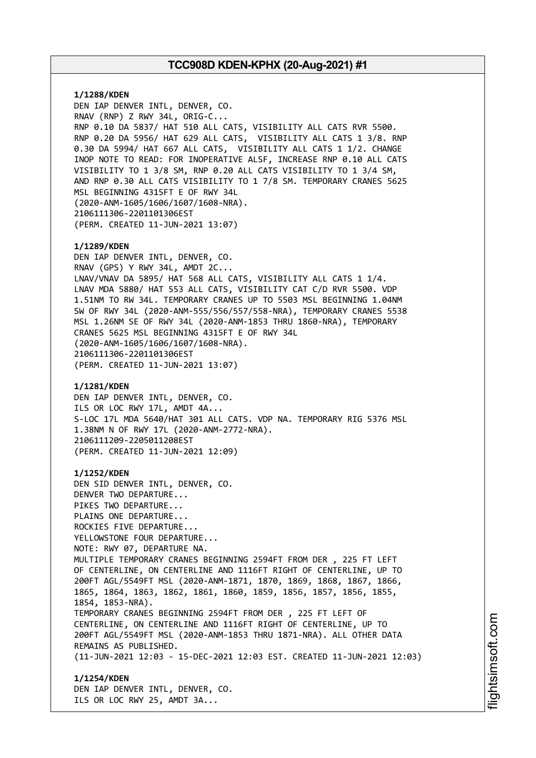**1/1288/KDEN**
DEN IAP DENVER INTL, DENVER, CO.
RNAV (RNP) Z RWY 34L, ORIG-C...
RNP 0.10 DA 5837/ HAT 510 ALL CATS, VISIBILITY ALL CATS RVR 5500.
RNP 0.20 DA 5956/ HAT 629 ALL CATS, VISIBILITY ALL CATS 1 3/8. RNP
0.30 DA 5994/ HAT 667 ALL CATS, VISIBILITY ALL CATS 1 1/2. CHANGE
INOP NOTE TO READ: FOR INOPERATIVE ALSF, INCREASE RNP 0.10 ALL CATS
VISIBILITY TO 1 3/8 SM, RNP 0.20 ALL CATS VISIBILITY TO 1 3/4 SM,
AND RNP 0.30 ALL CATS VISIBILITY TO 1 7/8 SM. TEMPORARY CRANES 5625
MSL BEGINNING 4315FT E OF RWY 34L
(2020-ANM-1605/1606/1607/1608-NRA).
2106111306-2201101306EST
(PERM. CREATED 11-JUN-2021 13:07)

**1/1289/KDEN**
DEN IAP DENVER INTL, DENVER, CO.
RNAV (GPS) Y RWY 34L, AMDT 2C...
LNAV/VNAV DA 5895/ HAT 568 ALL CATS, VISIBILITY ALL CATS 1 1/4.
LNAV MDA 5880/ HAT 553 ALL CATS, VISIBILITY CAT C/D RVR 5500. VDP
1.51NM TO RW 34L. TEMPORARY CRANES UP TO 5503 MSL BEGINNING 1.04NM
SW OF RWY 34L (2020-ANM-555/556/557/558-NRA), TEMPORARY CRANES 5538
MSL 1.26NM SE OF RWY 34L (2020-ANM-1853 THRU 1860-NRA), TEMPORARY
CRANES 5625 MSL BEGINNING 4315FT E OF RWY 34L
(2020-ANM-1605/1606/1607/1608-NRA).
2106111306-2201101306EST
(PERM. CREATED 11-JUN-2021 13:07)

**1/1281/KDEN**
DEN IAP DENVER INTL, DENVER, CO.
ILS OR LOC RWY 17L, AMDT 4A...
S-LOC 17L MDA 5640/HAT 301 ALL CATS. VDP NA. TEMPORARY RIG 5376 MSL
1.38NM N OF RWY 17L (2020-ANM-2772-NRA).
2106111209-2205011208EST
(PERM. CREATED 11-JUN-2021 12:09)

**1/1252/KDEN**
DEN SID DENVER INTL, DENVER, CO.
DENVER TWO DEPARTURE...
PIKES TWO DEPARTURE...
PLAINS ONE DEPARTURE...
ROCKIES FIVE DEPARTURE...
YELLOWSTONE FOUR DEPARTURE...
NOTE: RWY 07, DEPARTURE NA.
MULTIPLE TEMPORARY CRANES BEGINNING 2594FT FROM DER , 225 FT LEFT
OF CENTERLINE, ON CENTERLINE AND 1116FT RIGHT OF CENTERLINE, UP TO
200FT AGL/5549FT MSL (2020-ANM-1871, 1870, 1869, 1868, 1867, 1866,
1865, 1864, 1863, 1862, 1861, 1860, 1859, 1856, 1857, 1856, 1855,
1854, 1853-NRA).
TEMPORARY CRANES BEGINNING 2594FT FROM DER , 225 FT LEFT OF
CENTERLINE, ON CENTERLINE AND 1116FT RIGHT OF CENTERLINE, UP TO
200FT AGL/5549FT MSL (2020-ANM-1853 THRU 1871-NRA). ALL OTHER DATA
REMAINS AS PUBLISHED.
(11-JUN-2021 12:03 - 15-DEC-2021 12:03 EST. CREATED 11-JUN-2021 12:03)

**1/1254/KDEN**
DEN IAP DENVER INTL, DENVER, CO.
ILS OR LOC RWY 25, AMDT 3A...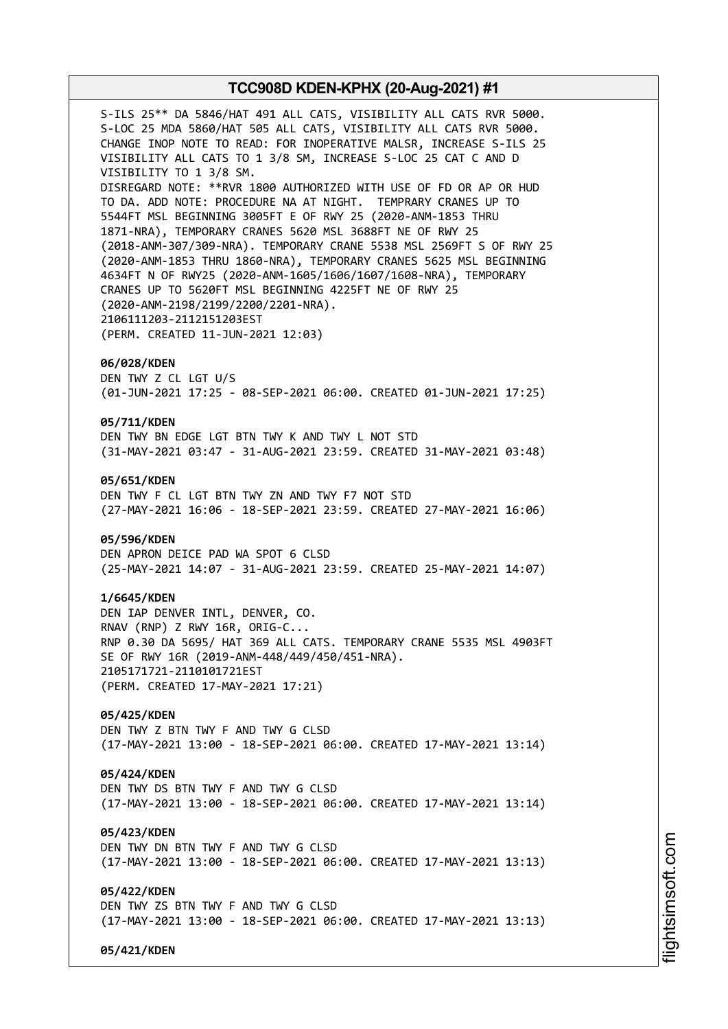S-ILS 25** DA 5846/HAT 491 ALL CATS, VISIBILITY ALL CATS RVR 5000.
S-LOC 25 MDA 5860/HAT 505 ALL CATS, VISIBILITY ALL CATS RVR 5000.
CHANGE INOP NOTE TO READ: FOR INOPERATIVE MALSR, INCREASE S-ILS 25 VISIBILITY ALL CATS TO 1 3/8 SM, INCREASE S-LOC 25 CAT C AND D VISIBILITY TO 1 3/8 SM.
DISREGARD NOTE: **RVR 1800 AUTHORIZED WITH USE OF FD OR AP OR HUD TO DA. ADD NOTE: PROCEDURE NA AT NIGHT. TEMPRARY CRANES UP TO 5544FT MSL BEGINNING 3005FT E OF RWY 25 (2020-ANM-1853 THRU 1871-NRA), TEMPORARY CRANES 5620 MSL 3688FT NE OF RWY 25 (2018-ANM-307/309-NRA). TEMPORARY CRANE 5538 MSL 2569FT S OF RWY 25 (2020-ANM-1853 THRU 1860-NRA), TEMPORARY CRANES 5625 MSL BEGINNING 4634FT N OF RWY25 (2020-ANM-1605/1606/1607/1608-NRA), TEMPORARY CRANES UP TO 5620FT MSL BEGINNING 4225FT NE OF RWY 25 (2020-ANM-2198/2199/2200/2201-NRA).
2106111203-2112151203EST
(PERM. CREATED 11-JUN-2021 12:03)

**06/028/KDEN**
DEN TWY Z CL LGT U/S
(01-JUN-2021 17:25 - 08-SEP-2021 06:00. CREATED 01-JUN-2021 17:25)

**05/711/KDEN**
DEN TWY BN EDGE LGT BTN TWY K AND TWY L NOT STD
(31-MAY-2021 03:47 - 31-AUG-2021 23:59. CREATED 31-MAY-2021 03:48)

**05/651/KDEN**
DEN TWY F CL LGT BTN TWY ZN AND TWY F7 NOT STD
(27-MAY-2021 16:06 - 18-SEP-2021 23:59. CREATED 27-MAY-2021 16:06)

**05/596/KDEN**
DEN APRON DEICE PAD WA SPOT 6 CLSD
(25-MAY-2021 14:07 - 31-AUG-2021 23:59. CREATED 25-MAY-2021 14:07)

**1/6645/KDEN**
DEN IAP DENVER INTL, DENVER, CO.
RNAV (RNP) Z RWY 16R, ORIG-C...
RNP 0.30 DA 5695/ HAT 369 ALL CATS. TEMPORARY CRANE 5535 MSL 4903FT SE OF RWY 16R (2019-ANM-448/449/450/451-NRA).
2105171721-2110101721EST
(PERM. CREATED 17-MAY-2021 17:21)

**05/425/KDEN**
DEN TWY Z BTN TWY F AND TWY G CLSD
(17-MAY-2021 13:00 - 18-SEP-2021 06:00. CREATED 17-MAY-2021 13:14)

**05/424/KDEN**
DEN TWY DS BTN TWY F AND TWY G CLSD
(17-MAY-2021 13:00 - 18-SEP-2021 06:00. CREATED 17-MAY-2021 13:14)

**05/423/KDEN**
DEN TWY DN BTN TWY F AND TWY G CLSD
(17-MAY-2021 13:00 - 18-SEP-2021 06:00. CREATED 17-MAY-2021 13:13)

**05/422/KDEN**
DEN TWY ZS BTN TWY F AND TWY G CLSD
(17-MAY-2021 13:00 - 18-SEP-2021 06:00. CREATED 17-MAY-2021 13:13)

**05/421/KDEN**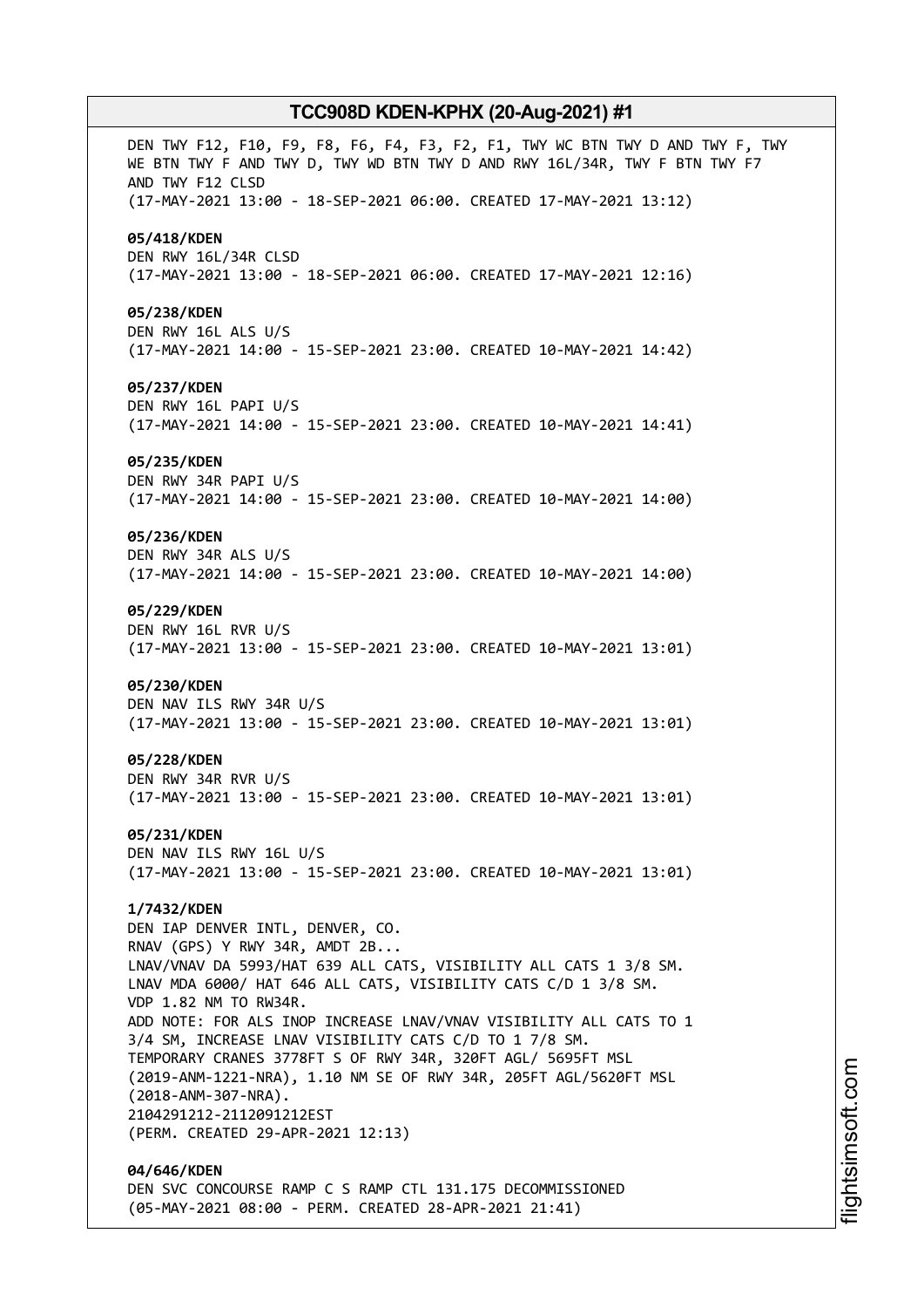DEN TWY F12, F10, F9, F8, F6, F4, F3, F2, F1, TWY WC BTN TWY D AND TWY F, TWY WE BTN TWY F AND TWY D, TWY WD BTN TWY D AND RWY 16L/34R, TWY F BTN TWY F7 AND TWY F12 CLSD
(17-MAY-2021 13:00 - 18-SEP-2021 06:00. CREATED 17-MAY-2021 13:12)

**05/418/KDEN**
DEN RWY 16L/34R CLSD
(17-MAY-2021 13:00 - 18-SEP-2021 06:00. CREATED 17-MAY-2021 12:16)

**05/238/KDEN**
DEN RWY 16L ALS U/S
(17-MAY-2021 14:00 - 15-SEP-2021 23:00. CREATED 10-MAY-2021 14:42)

**05/237/KDEN**
DEN RWY 16L PAPI U/S
(17-MAY-2021 14:00 - 15-SEP-2021 23:00. CREATED 10-MAY-2021 14:41)

**05/235/KDEN**
DEN RWY 34R PAPI U/S
(17-MAY-2021 14:00 - 15-SEP-2021 23:00. CREATED 10-MAY-2021 14:00)

**05/236/KDEN**
DEN RWY 34R ALS U/S
(17-MAY-2021 14:00 - 15-SEP-2021 23:00. CREATED 10-MAY-2021 14:00)

**05/229/KDEN**
DEN RWY 16L RVR U/S
(17-MAY-2021 13:00 - 15-SEP-2021 23:00. CREATED 10-MAY-2021 13:01)

**05/230/KDEN**
DEN NAV ILS RWY 34R U/S
(17-MAY-2021 13:00 - 15-SEP-2021 23:00. CREATED 10-MAY-2021 13:01)

**05/228/KDEN**
DEN RWY 34R RVR U/S
(17-MAY-2021 13:00 - 15-SEP-2021 23:00. CREATED 10-MAY-2021 13:01)

**05/231/KDEN**
DEN NAV ILS RWY 16L U/S
(17-MAY-2021 13:00 - 15-SEP-2021 23:00. CREATED 10-MAY-2021 13:01)

**1/7432/KDEN**
DEN IAP DENVER INTL, DENVER, CO.
RNAV (GPS) Y RWY 34R, AMDT 2B...
LNAV/VNAV DA 5993/HAT 639 ALL CATS, VISIBILITY ALL CATS 1 3/8 SM.
LNAV MDA 6000/ HAT 646 ALL CATS, VISIBILITY CATS C/D 1 3/8 SM.
VDP 1.82 NM TO RW34R.
ADD NOTE: FOR ALS INOP INCREASE LNAV/VNAV VISIBILITY ALL CATS TO 1 3/4 SM, INCREASE LNAV VISIBILITY CATS C/D TO 1 7/8 SM.
TEMPORARY CRANES 3778FT S OF RWY 34R, 320FT AGL/ 5695FT MSL (2019-ANM-1221-NRA), 1.10 NM SE OF RWY 34R, 205FT AGL/5620FT MSL (2018-ANM-307-NRA).
2104291212-2112091212EST
(PERM. CREATED 29-APR-2021 12:13)

**04/646/KDEN**
DEN SVC CONCOURSE RAMP C S RAMP CTL 131.175 DECOMMISSIONED
(05-MAY-2021 08:00 - PERM. CREATED 28-APR-2021 21:41)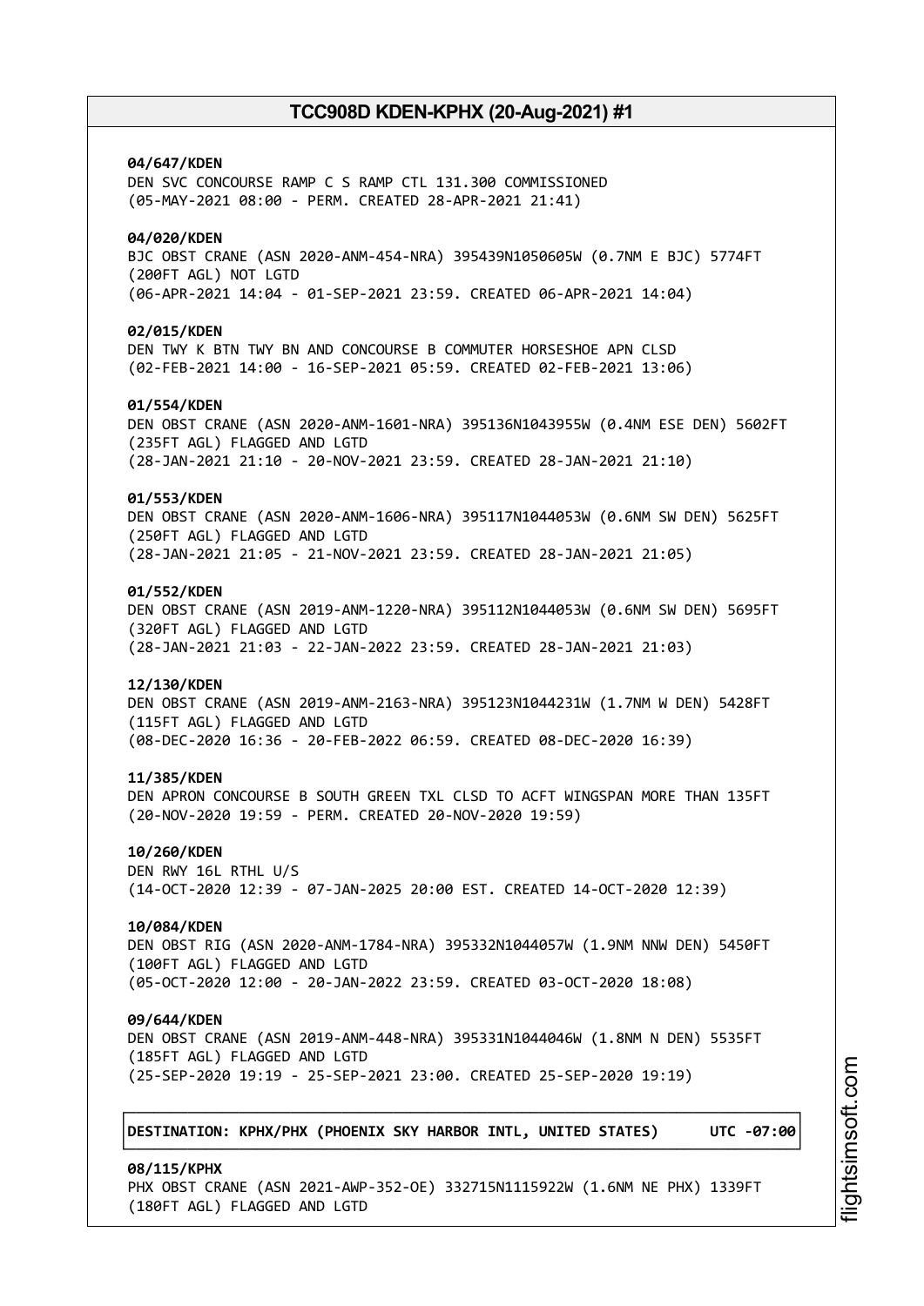**04/647/KDEN**
DEN SVC CONCOURSE RAMP C S RAMP CTL 131.300 COMMISSIONED
(05-MAY-2021 08:00 - PERM. CREATED 28-APR-2021 21:41)

**04/020/KDEN**
BJC OBST CRANE (ASN 2020-ANM-454-NRA) 395439N1050605W (0.7NM E BJC) 5774FT
(200FT AGL) NOT LGTD
(06-APR-2021 14:04 - 01-SEP-2021 23:59. CREATED 06-APR-2021 14:04)

**02/015/KDEN**
DEN TWY K BTN TWY BN AND CONCOURSE B COMMUTER HORSESHOE APN CLSD
(02-FEB-2021 14:00 - 16-SEP-2021 05:59. CREATED 02-FEB-2021 13:06)

**01/554/KDEN**
DEN OBST CRANE (ASN 2020-ANM-1601-NRA) 395136N1043955W (0.4NM ESE DEN) 5602FT
(235FT AGL) FLAGGED AND LGTD
(28-JAN-2021 21:10 - 20-NOV-2021 23:59. CREATED 28-JAN-2021 21:10)

**01/553/KDEN**
DEN OBST CRANE (ASN 2020-ANM-1606-NRA) 395117N1044053W (0.6NM SW DEN) 5625FT
(250FT AGL) FLAGGED AND LGTD
(28-JAN-2021 21:05 - 21-NOV-2021 23:59. CREATED 28-JAN-2021 21:05)

**01/552/KDEN**
DEN OBST CRANE (ASN 2019-ANM-1220-NRA) 395112N1044053W (0.6NM SW DEN) 5695FT
(320FT AGL) FLAGGED AND LGTD
(28-JAN-2021 21:03 - 22-JAN-2022 23:59. CREATED 28-JAN-2021 21:03)

**12/130/KDEN**
DEN OBST CRANE (ASN 2019-ANM-2163-NRA) 395123N1044231W (1.7NM W DEN) 5428FT
(115FT AGL) FLAGGED AND LGTD
(08-DEC-2020 16:36 - 20-FEB-2022 06:59. CREATED 08-DEC-2020 16:39)

**11/385/KDEN**
DEN APRON CONCOURSE B SOUTH GREEN TXL CLSD TO ACFT WINGSPAN MORE THAN 135FT
(20-NOV-2020 19:59 - PERM. CREATED 20-NOV-2020 19:59)

**10/260/KDEN**
DEN RWY 16L RTHL U/S
(14-OCT-2020 12:39 - 07-JAN-2025 20:00 EST. CREATED 14-OCT-2020 12:39)

**10/084/KDEN**
DEN OBST RIG (ASN 2020-ANM-1784-NRA) 395332N1044057W (1.9NM NNW DEN) 5450FT
(100FT AGL) FLAGGED AND LGTD
(05-OCT-2020 12:00 - 20-JAN-2022 23:59. CREATED 03-OCT-2020 18:08)

**09/644/KDEN**
DEN OBST CRANE (ASN 2019-ANM-448-NRA) 395331N1044046W (1.8NM N DEN) 5535FT
(185FT AGL) FLAGGED AND LGTD
(25-SEP-2020 19:19 - 25-SEP-2021 23:00. CREATED 25-SEP-2020 19:19)

**DESTINATION: KPHX/PHX (PHOENIX SKY HARBOR INTL, UNITED STATES) UTC -07:00**

**08/115/KPHX**
PHX OBST CRANE (ASN 2021-AWP-352-OE) 332715N1115922W (1.6NM NE PHX) 1339FT
(180FT AGL) FLAGGED AND LGTD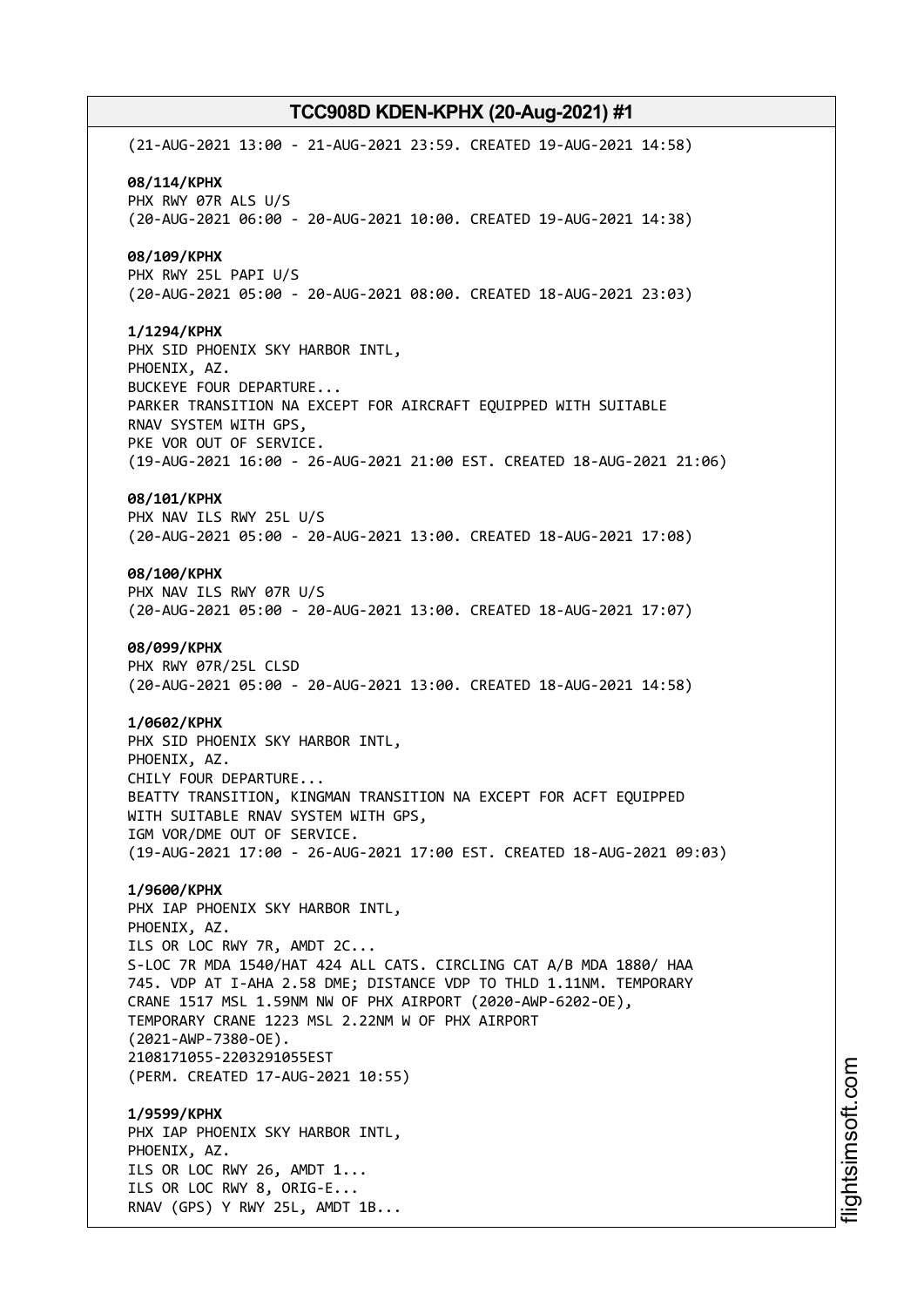(21-AUG-2021 13:00 - 21-AUG-2021 23:59. CREATED 19-AUG-2021 14:58)

**08/114/KPHX**
PHX RWY 07R ALS U/S
(20-AUG-2021 06:00 - 20-AUG-2021 10:00. CREATED 19-AUG-2021 14:38)

**08/109/KPHX**
PHX RWY 25L PAPI U/S
(20-AUG-2021 05:00 - 20-AUG-2021 08:00. CREATED 18-AUG-2021 23:03)

**1/1294/KPHX**
PHX SID PHOENIX SKY HARBOR INTL,
PHOENIX, AZ.
BUCKEYE FOUR DEPARTURE...
PARKER TRANSITION NA EXCEPT FOR AIRCRAFT EQUIPPED WITH SUITABLE
RNAV SYSTEM WITH GPS,
PKE VOR OUT OF SERVICE.
(19-AUG-2021 16:00 - 26-AUG-2021 21:00 EST. CREATED 18-AUG-2021 21:06)

**08/101/KPHX**
PHX NAV ILS RWY 25L U/S
(20-AUG-2021 05:00 - 20-AUG-2021 13:00. CREATED 18-AUG-2021 17:08)

**08/100/KPHX**
PHX NAV ILS RWY 07R U/S
(20-AUG-2021 05:00 - 20-AUG-2021 13:00. CREATED 18-AUG-2021 17:07)

**08/099/KPHX**
PHX RWY 07R/25L CLSD
(20-AUG-2021 05:00 - 20-AUG-2021 13:00. CREATED 18-AUG-2021 14:58)

**1/0602/KPHX**
PHX SID PHOENIX SKY HARBOR INTL,
PHOENIX, AZ.
CHILY FOUR DEPARTURE...
BEATTY TRANSITION, KINGMAN TRANSITION NA EXCEPT FOR ACFT EQUIPPED
WITH SUITABLE RNAV SYSTEM WITH GPS,
IGM VOR/DME OUT OF SERVICE.
(19-AUG-2021 17:00 - 26-AUG-2021 17:00 EST. CREATED 18-AUG-2021 09:03)

**1/9600/KPHX**
PHX IAP PHOENIX SKY HARBOR INTL,
PHOENIX, AZ.
ILS OR LOC RWY 7R, AMDT 2C...
S-LOC 7R MDA 1540/HAT 424 ALL CATS. CIRCLING CAT A/B MDA 1880/ HAA
745. VDP AT I-AHA 2.58 DME; DISTANCE VDP TO THLD 1.11NM. TEMPORARY
CRANE 1517 MSL 1.59NM NW OF PHX AIRPORT (2020-AWP-6202-OE),
TEMPORARY CRANE 1223 MSL 2.22NM W OF PHX AIRPORT
(2021-AWP-7380-OE).
2108171055-2203291055EST
(PERM. CREATED 17-AUG-2021 10:55)

**1/9599/KPHX**
PHX IAP PHOENIX SKY HARBOR INTL,
PHOENIX, AZ.
ILS OR LOC RWY 26, AMDT 1...
ILS OR LOC RWY 8, ORIG-E...
RNAV (GPS) Y RWY 25L, AMDT 1B...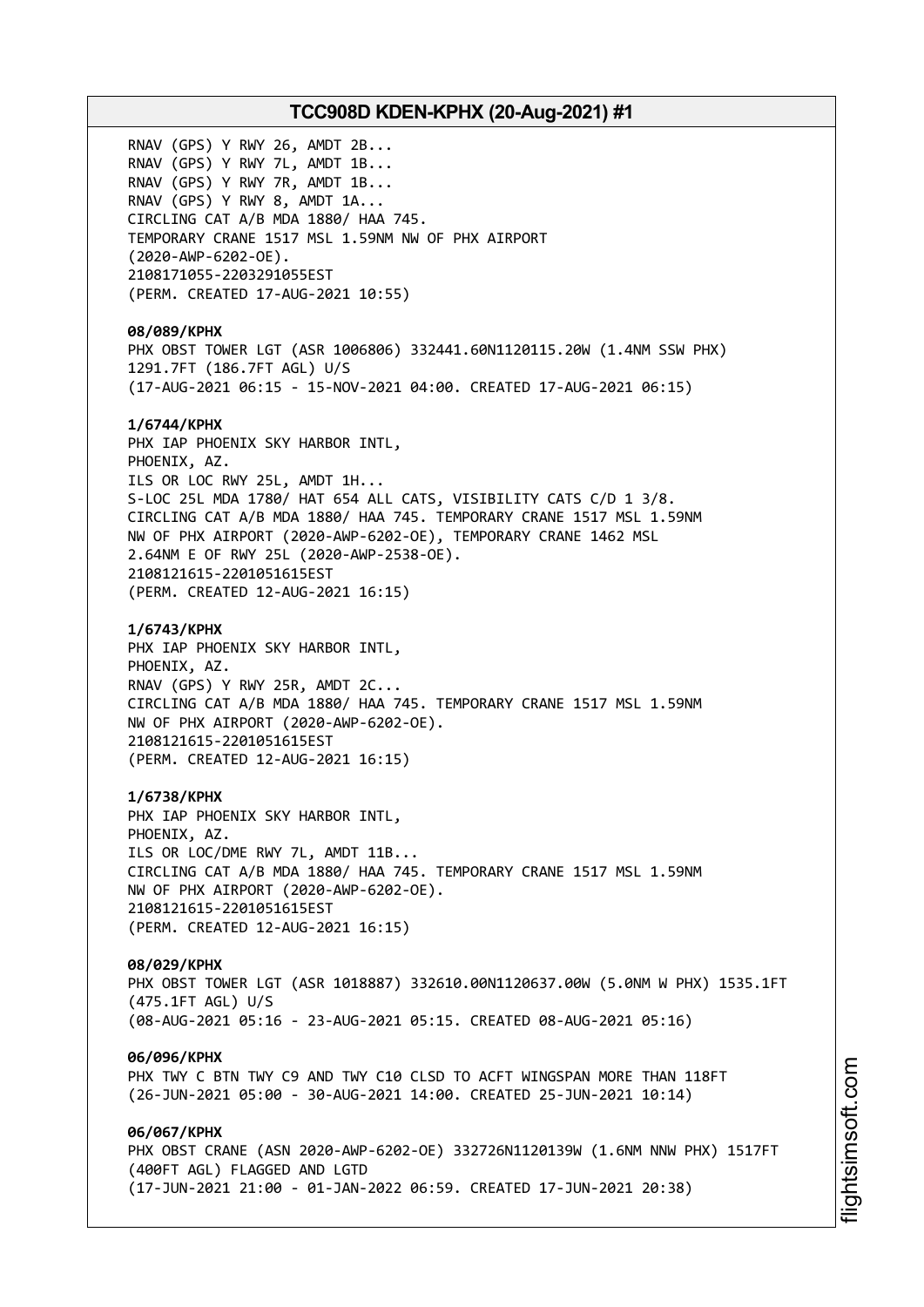RNAV (GPS) Y RWY 26, AMDT 2B...
RNAV (GPS) Y RWY 7L, AMDT 1B...
RNAV (GPS) Y RWY 7R, AMDT 1B...
RNAV (GPS) Y RWY 8, AMDT 1A...
CIRCLING CAT A/B MDA 1880/ HAA 745.
TEMPORARY CRANE 1517 MSL 1.59NM NW OF PHX AIRPORT
(2020-AWP-6202-OE).
2108171055-2203291055EST
(PERM. CREATED 17-AUG-2021 10:55)

**08/089/KPHX**
PHX OBST TOWER LGT (ASR 1006806) 332441.60N1120115.20W (1.4NM SSW PHX)
1291.7FT (186.7FT AGL) U/S
(17-AUG-2021 06:15 - 15-NOV-2021 04:00. CREATED 17-AUG-2021 06:15)

**1/6744/KPHX**
PHX IAP PHOENIX SKY HARBOR INTL,
PHOENIX, AZ.
ILS OR LOC RWY 25L, AMDT 1H...
S-LOC 25L MDA 1780/ HAT 654 ALL CATS, VISIBILITY CATS C/D 1 3/8.
CIRCLING CAT A/B MDA 1880/ HAA 745. TEMPORARY CRANE 1517 MSL 1.59NM
NW OF PHX AIRPORT (2020-AWP-6202-OE), TEMPORARY CRANE 1462 MSL
2.64NM E OF RWY 25L (2020-AWP-2538-OE).
2108121615-2201051615EST
(PERM. CREATED 12-AUG-2021 16:15)

**1/6743/KPHX**
PHX IAP PHOENIX SKY HARBOR INTL,
PHOENIX, AZ.
RNAV (GPS) Y RWY 25R, AMDT 2C...
CIRCLING CAT A/B MDA 1880/ HAA 745. TEMPORARY CRANE 1517 MSL 1.59NM
NW OF PHX AIRPORT (2020-AWP-6202-OE).
2108121615-2201051615EST
(PERM. CREATED 12-AUG-2021 16:15)

**1/6738/KPHX**
PHX IAP PHOENIX SKY HARBOR INTL,
PHOENIX, AZ.
ILS OR LOC/DME RWY 7L, AMDT 11B...
CIRCLING CAT A/B MDA 1880/ HAA 745. TEMPORARY CRANE 1517 MSL 1.59NM
NW OF PHX AIRPORT (2020-AWP-6202-OE).
2108121615-2201051615EST
(PERM. CREATED 12-AUG-2021 16:15)

**08/029/KPHX**
PHX OBST TOWER LGT (ASR 1018887) 332610.00N1120637.00W (5.0NM W PHX) 1535.1FT
(475.1FT AGL) U/S
(08-AUG-2021 05:16 - 23-AUG-2021 05:15. CREATED 08-AUG-2021 05:16)

**06/096/KPHX**
PHX TWY C BTN TWY C9 AND TWY C10 CLSD TO ACFT WINGSPAN MORE THAN 118FT
(26-JUN-2021 05:00 - 30-AUG-2021 14:00. CREATED 25-JUN-2021 10:14)

**06/067/KPHX**
PHX OBST CRANE (ASN 2020-AWP-6202-OE) 332726N1120139W (1.6NM NNW PHX) 1517FT
(400FT AGL) FLAGGED AND LGTD
(17-JUN-2021 21:00 - 01-JAN-2022 06:59. CREATED 17-JUN-2021 20:38)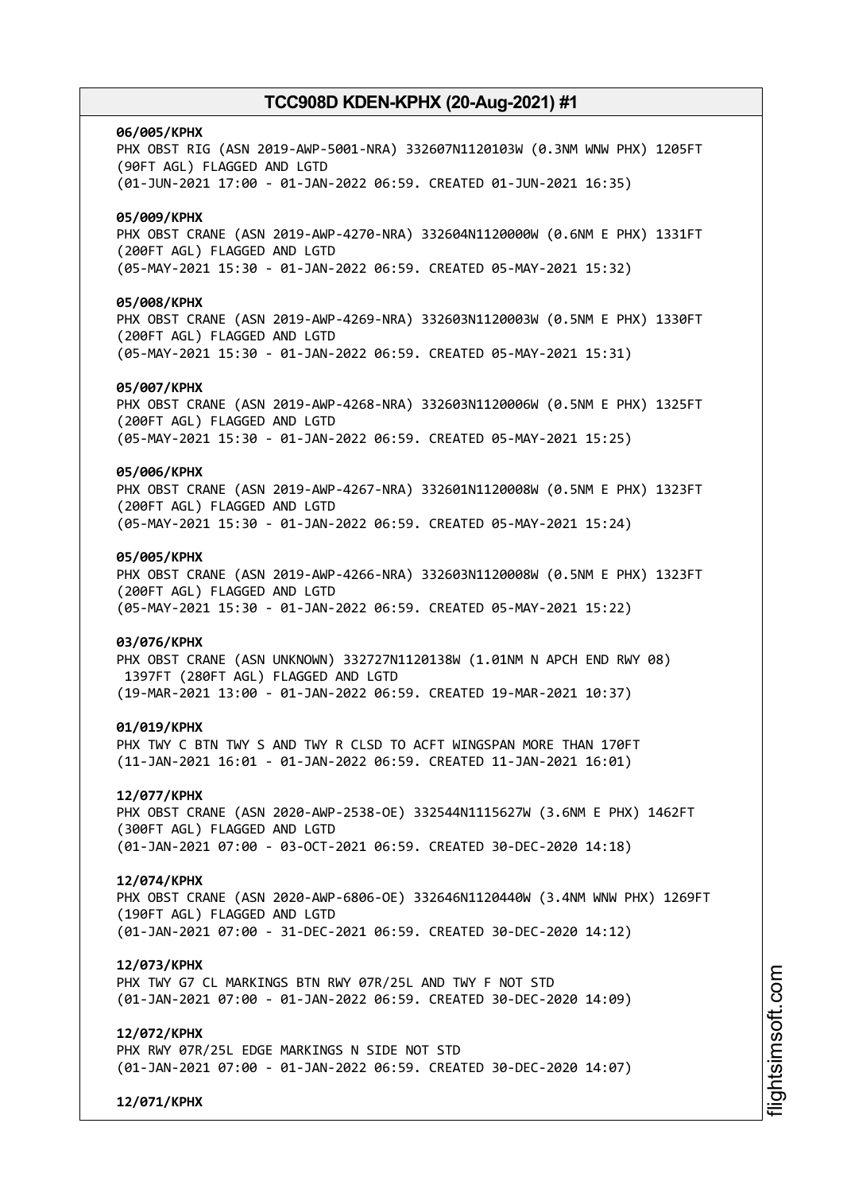**06/005/KPHX**
PHX OBST RIG (ASN 2019-AWP-5001-NRA) 332607N1120103W (0.3NM WNW PHX) 1205FT (90FT AGL) FLAGGED AND LGTD
(01-JUN-2021 17:00 - 01-JAN-2022 06:59. CREATED 01-JUN-2021 16:35)

**05/009/KPHX**
PHX OBST CRANE (ASN 2019-AWP-4270-NRA) 332604N1120000W (0.6NM E PHX) 1331FT (200FT AGL) FLAGGED AND LGTD
(05-MAY-2021 15:30 - 01-JAN-2022 06:59. CREATED 05-MAY-2021 15:32)

**05/008/KPHX**
PHX OBST CRANE (ASN 2019-AWP-4269-NRA) 332603N1120003W (0.5NM E PHX) 1330FT (200FT AGL) FLAGGED AND LGTD
(05-MAY-2021 15:30 - 01-JAN-2022 06:59. CREATED 05-MAY-2021 15:31)

**05/007/KPHX**
PHX OBST CRANE (ASN 2019-AWP-4268-NRA) 332603N1120006W (0.5NM E PHX) 1325FT (200FT AGL) FLAGGED AND LGTD
(05-MAY-2021 15:30 - 01-JAN-2022 06:59. CREATED 05-MAY-2021 15:25)

**05/006/KPHX**
PHX OBST CRANE (ASN 2019-AWP-4267-NRA) 332601N1120008W (0.5NM E PHX) 1323FT (200FT AGL) FLAGGED AND LGTD
(05-MAY-2021 15:30 - 01-JAN-2022 06:59. CREATED 05-MAY-2021 15:24)

**05/005/KPHX**
PHX OBST CRANE (ASN 2019-AWP-4266-NRA) 332603N1120008W (0.5NM E PHX) 1323FT (200FT AGL) FLAGGED AND LGTD
(05-MAY-2021 15:30 - 01-JAN-2022 06:59. CREATED 05-MAY-2021 15:22)

**03/076/KPHX**
PHX OBST CRANE (ASN UNKNOWN) 332727N1120138W (1.01NM N APCH END RWY 08) 1397FT (280FT AGL) FLAGGED AND LGTD
(19-MAR-2021 13:00 - 01-JAN-2022 06:59. CREATED 19-MAR-2021 10:37)

**01/019/KPHX**
PHX TWY C BTN TWY S AND TWY R CLSD TO ACFT WINGSPAN MORE THAN 170FT
(11-JAN-2021 16:01 - 01-JAN-2022 06:59. CREATED 11-JAN-2021 16:01)

**12/077/KPHX**
PHX OBST CRANE (ASN 2020-AWP-2538-OE) 332544N1115627W (3.6NM E PHX) 1462FT (300FT AGL) FLAGGED AND LGTD
(01-JAN-2021 07:00 - 03-OCT-2021 06:59. CREATED 30-DEC-2020 14:18)

**12/074/KPHX**
PHX OBST CRANE (ASN 2020-AWP-6806-OE) 332646N1120440W (3.4NM WNW PHX) 1269FT (190FT AGL) FLAGGED AND LGTD
(01-JAN-2021 07:00 - 31-DEC-2021 06:59. CREATED 30-DEC-2020 14:12)

**12/073/KPHX**
PHX TWY G7 CL MARKINGS BTN RWY 07R/25L AND TWY F NOT STD
(01-JAN-2021 07:00 - 01-JAN-2022 06:59. CREATED 30-DEC-2020 14:09)

**12/072/KPHX**
PHX RWY 07R/25L EDGE MARKINGS N SIDE NOT STD
(01-JAN-2021 07:00 - 01-JAN-2022 06:59. CREATED 30-DEC-2020 14:07)

**12/071/KPHX**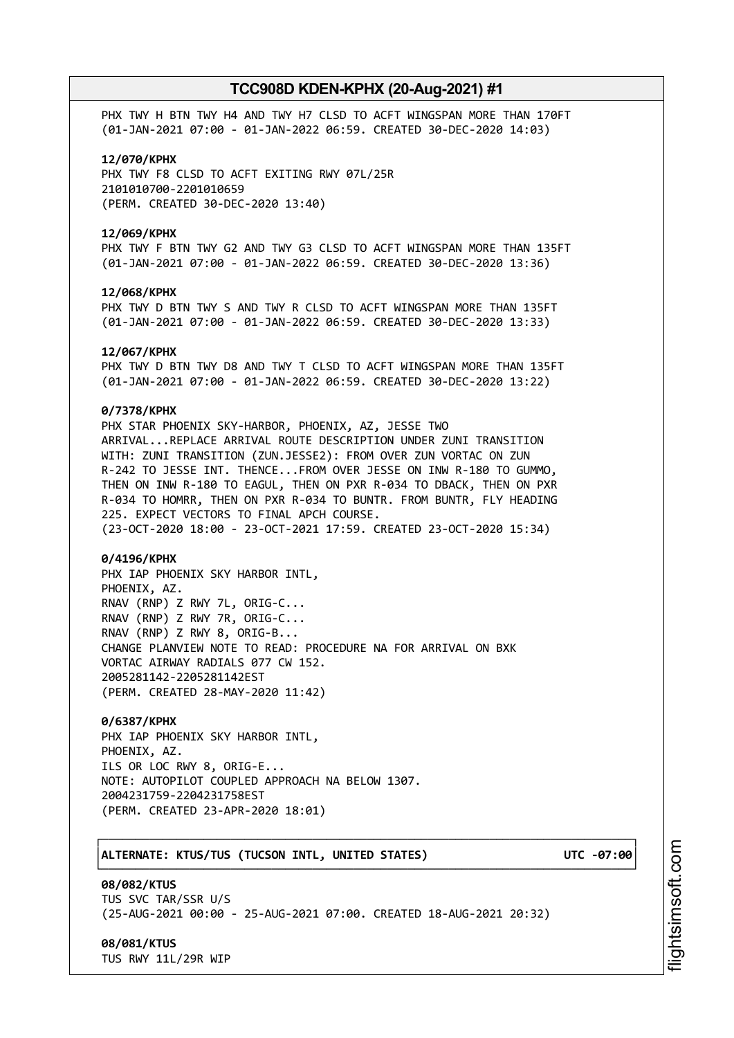PHX TWY H BTN TWY H4 AND TWY H7 CLSD TO ACFT WINGSPAN MORE THAN 170FT
(01-JAN-2021 07:00 - 01-JAN-2022 06:59. CREATED 30-DEC-2020 14:03)

**12/070/KPHX**
PHX TWY F8 CLSD TO ACFT EXITING RWY 07L/25R
2101010700-2201010659
(PERM. CREATED 30-DEC-2020 13:40)

**12/069/KPHX**
PHX TWY F BTN TWY G2 AND TWY G3 CLSD TO ACFT WINGSPAN MORE THAN 135FT
(01-JAN-2021 07:00 - 01-JAN-2022 06:59. CREATED 30-DEC-2020 13:36)

**12/068/KPHX**
PHX TWY D BTN TWY S AND TWY R CLSD TO ACFT WINGSPAN MORE THAN 135FT
(01-JAN-2021 07:00 - 01-JAN-2022 06:59. CREATED 30-DEC-2020 13:33)

**12/067/KPHX**
PHX TWY D BTN TWY D8 AND TWY T CLSD TO ACFT WINGSPAN MORE THAN 135FT
(01-JAN-2021 07:00 - 01-JAN-2022 06:59. CREATED 30-DEC-2020 13:22)

**0/7378/KPHX**
PHX STAR PHOENIX SKY-HARBOR, PHOENIX, AZ, JESSE TWO
ARRIVAL...REPLACE ARRIVAL ROUTE DESCRIPTION UNDER ZUNI TRANSITION
WITH: ZUNI TRANSITION (ZUN.JESSE2): FROM OVER ZUN VORTAC ON ZUN
R-242 TO JESSE INT. THENCE...FROM OVER JESSE ON INW R-180 TO GUMMO,
THEN ON INW R-180 TO EAGUL, THEN ON PXR R-034 TO DBACK, THEN ON PXR
R-034 TO HOMRR, THEN ON PXR R-034 TO BUNTR. FROM BUNTR, FLY HEADING
225. EXPECT VECTORS TO FINAL APCH COURSE.
(23-OCT-2020 18:00 - 23-OCT-2021 17:59. CREATED 23-OCT-2020 15:34)

**0/4196/KPHX**
PHX IAP PHOENIX SKY HARBOR INTL,
PHOENIX, AZ.
RNAV (RNP) Z RWY 7L, ORIG-C...
RNAV (RNP) Z RWY 7R, ORIG-C...
RNAV (RNP) Z RWY 8, ORIG-B...
CHANGE PLANVIEW NOTE TO READ: PROCEDURE NA FOR ARRIVAL ON BXK
VORTAC AIRWAY RADIALS 077 CW 152.
2005281142-2205281142EST
(PERM. CREATED 28-MAY-2020 11:42)

**0/6387/KPHX**
PHX IAP PHOENIX SKY HARBOR INTL,
PHOENIX, AZ.
ILS OR LOC RWY 8, ORIG-E...
NOTE: AUTOPILOT COUPLED APPROACH NA BELOW 1307.
2004231759-2204231758EST
(PERM. CREATED 23-APR-2020 18:01)

**ALTERNATE: KTUS/TUS (TUCSON INTL, UNITED STATES) UTC -07:00**

**08/082/KTUS**
TUS SVC TAR/SSR U/S
(25-AUG-2021 00:00 - 25-AUG-2021 07:00. CREATED 18-AUG-2021 20:32)

**08/081/KTUS**
TUS RWY 11L/29R WIP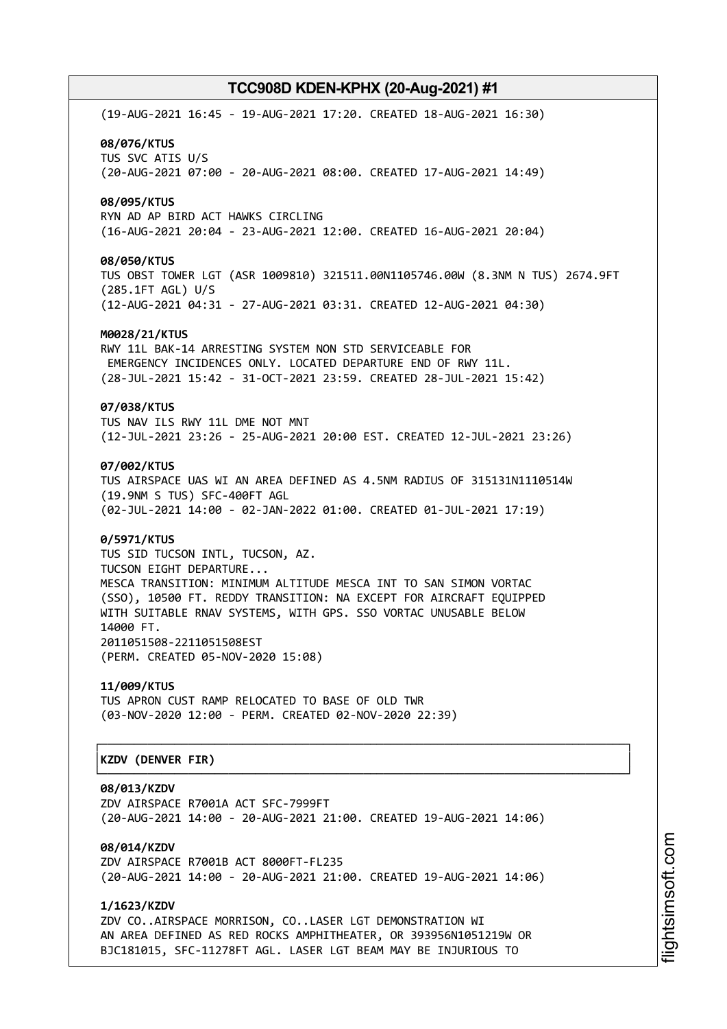(19-AUG-2021 16:45 - 19-AUG-2021 17:20. CREATED 18-AUG-2021 16:30)

**08/076/KTUS**
TUS SVC ATIS U/S
(20-AUG-2021 07:00 - 20-AUG-2021 08:00. CREATED 17-AUG-2021 14:49)

**08/095/KTUS**
RYN AD AP BIRD ACT HAWKS CIRCLING
(16-AUG-2021 20:04 - 23-AUG-2021 12:00. CREATED 16-AUG-2021 20:04)

**08/050/KTUS**
TUS OBST TOWER LGT (ASR 1009810) 321511.00N1105746.00W (8.3NM N TUS) 2674.9FT (285.1FT AGL) U/S
(12-AUG-2021 04:31 - 27-AUG-2021 03:31. CREATED 12-AUG-2021 04:30)

**M0028/21/KTUS**
RWY 11L BAK-14 ARRESTING SYSTEM NON STD SERVICEABLE FOR EMERGENCY INCIDENCES ONLY. LOCATED DEPARTURE END OF RWY 11L.
(28-JUL-2021 15:42 - 31-OCT-2021 23:59. CREATED 28-JUL-2021 15:42)

**07/038/KTUS**
TUS NAV ILS RWY 11L DME NOT MNT
(12-JUL-2021 23:26 - 25-AUG-2021 20:00 EST. CREATED 12-JUL-2021 23:26)

**07/002/KTUS**
TUS AIRSPACE UAS WI AN AREA DEFINED AS 4.5NM RADIUS OF 315131N1110514W (19.9NM S TUS) SFC-400FT AGL
(02-JUL-2021 14:00 - 02-JAN-2022 01:00. CREATED 01-JUL-2021 17:19)

**0/5971/KTUS**
TUS SID TUCSON INTL, TUCSON, AZ.
TUCSON EIGHT DEPARTURE...
MESCA TRANSITION: MINIMUM ALTITUDE MESCA INT TO SAN SIMON VORTAC (SSO), 10500 FT. REDDY TRANSITION: NA EXCEPT FOR AIRCRAFT EQUIPPED WITH SUITABLE RNAV SYSTEMS, WITH GPS. SSO VORTAC UNUSABLE BELOW 14000 FT.
2011051508-2211051508EST
(PERM. CREATED 05-NOV-2020 15:08)

**11/009/KTUS**
TUS APRON CUST RAMP RELOCATED TO BASE OF OLD TWR
(03-NOV-2020 12:00 - PERM. CREATED 02-NOV-2020 22:39)

## KZDV (DENVER FIR)

**08/013/KZDV**
ZDV AIRSPACE R7001A ACT SFC-7999FT
(20-AUG-2021 14:00 - 20-AUG-2021 21:00. CREATED 19-AUG-2021 14:06)

**08/014/KZDV**
ZDV AIRSPACE R7001B ACT 8000FT-FL235
(20-AUG-2021 14:00 - 20-AUG-2021 21:00. CREATED 19-AUG-2021 14:06)

**1/1623/KZDV**
ZDV CO..AIRSPACE MORRISON, CO..LASER LGT DEMONSTRATION WI AN AREA DEFINED AS RED ROCKS AMPHITHEATER, OR 393956N1051219W OR BJC181015, SFC-11278FT AGL. LASER LGT BEAM MAY BE INJURIOUS TO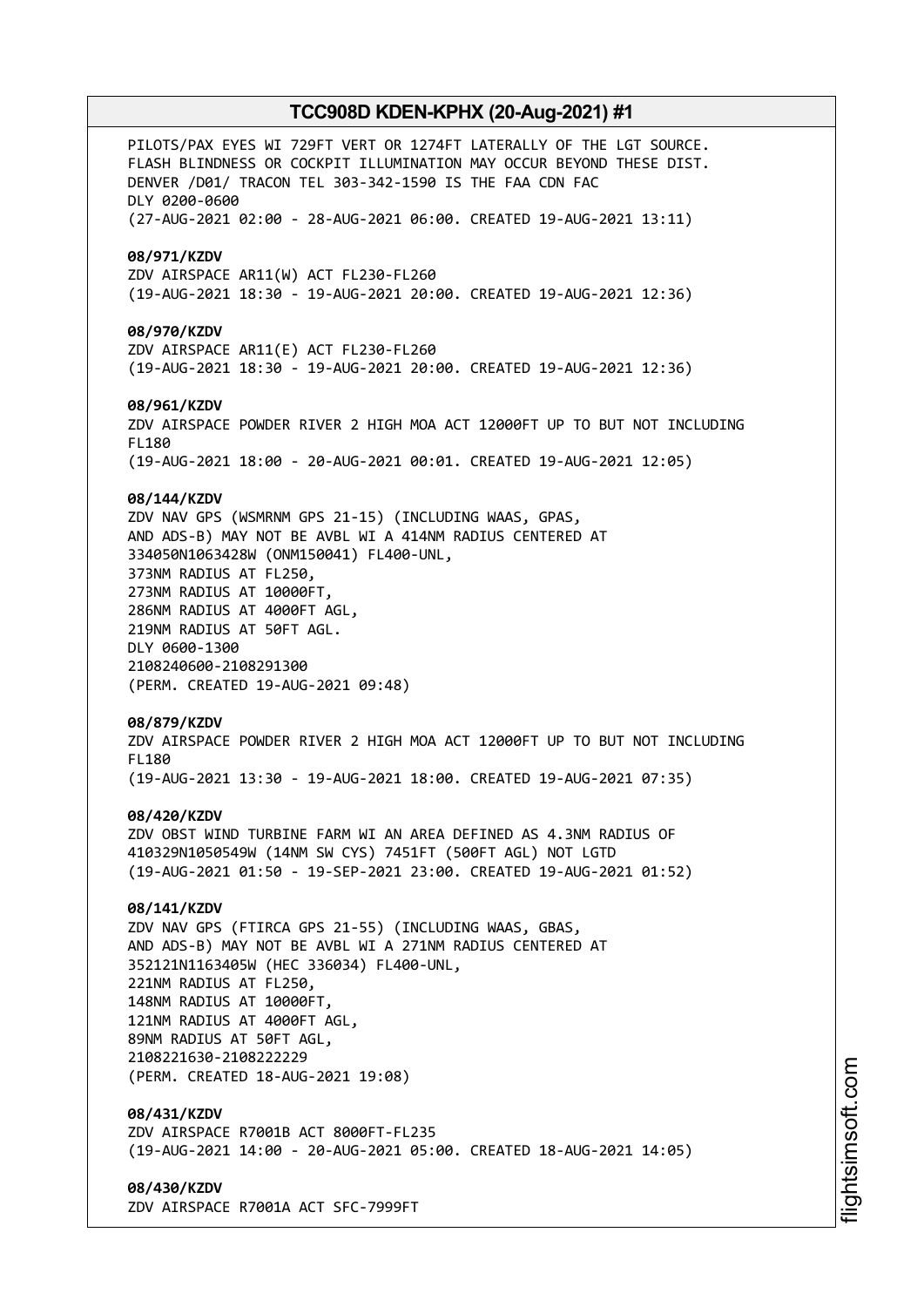PILOTS/PAX EYES WI 729FT VERT OR 1274FT LATERALLY OF THE LGT SOURCE.
FLASH BLINDNESS OR COCKPIT ILLUMINATION MAY OCCUR BEYOND THESE DIST.
DENVER /D01/ TRACON TEL 303-342-1590 IS THE FAA CDN FAC
DLY 0200-0600
(27-AUG-2021 02:00 - 28-AUG-2021 06:00. CREATED 19-AUG-2021 13:11)

**08/971/KZDV**
ZDV AIRSPACE AR11(W) ACT FL230-FL260
(19-AUG-2021 18:30 - 19-AUG-2021 20:00. CREATED 19-AUG-2021 12:36)

**08/970/KZDV**
ZDV AIRSPACE AR11(E) ACT FL230-FL260
(19-AUG-2021 18:30 - 19-AUG-2021 20:00. CREATED 19-AUG-2021 12:36)

**08/961/KZDV**
ZDV AIRSPACE POWDER RIVER 2 HIGH MOA ACT 12000FT UP TO BUT NOT INCLUDING FL180
(19-AUG-2021 18:00 - 20-AUG-2021 00:01. CREATED 19-AUG-2021 12:05)

**08/144/KZDV**
ZDV NAV GPS (WSMRNM GPS 21-15) (INCLUDING WAAS, GPAS, AND ADS-B) MAY NOT BE AVBL WI A 414NM RADIUS CENTERED AT 334050N1063428W (ONM150041) FL400-UNL,
373NM RADIUS AT FL250,
273NM RADIUS AT 10000FT,
286NM RADIUS AT 4000FT AGL,
219NM RADIUS AT 50FT AGL.
DLY 0600-1300
2108240600-2108291300
(PERM. CREATED 19-AUG-2021 09:48)

**08/879/KZDV**
ZDV AIRSPACE POWDER RIVER 2 HIGH MOA ACT 12000FT UP TO BUT NOT INCLUDING FL180
(19-AUG-2021 13:30 - 19-AUG-2021 18:00. CREATED 19-AUG-2021 07:35)

**08/420/KZDV**
ZDV OBST WIND TURBINE FARM WI AN AREA DEFINED AS 4.3NM RADIUS OF 410329N1050549W (14NM SW CYS) 7451FT (500FT AGL) NOT LGTD
(19-AUG-2021 01:50 - 19-SEP-2021 23:00. CREATED 19-AUG-2021 01:52)

**08/141/KZDV**
ZDV NAV GPS (FTIRCA GPS 21-55) (INCLUDING WAAS, GBAS, AND ADS-B) MAY NOT BE AVBL WI A 271NM RADIUS CENTERED AT 352121N1163405W (HEC 336034) FL400-UNL,
221NM RADIUS AT FL250,
148NM RADIUS AT 10000FT,
121NM RADIUS AT 4000FT AGL,
89NM RADIUS AT 50FT AGL,
2108221630-2108222229
(PERM. CREATED 18-AUG-2021 19:08)

**08/431/KZDV**
ZDV AIRSPACE R7001B ACT 8000FT-FL235
(19-AUG-2021 14:00 - 20-AUG-2021 05:00. CREATED 18-AUG-2021 14:05)

**08/430/KZDV**
ZDV AIRSPACE R7001A ACT SFC-7999FT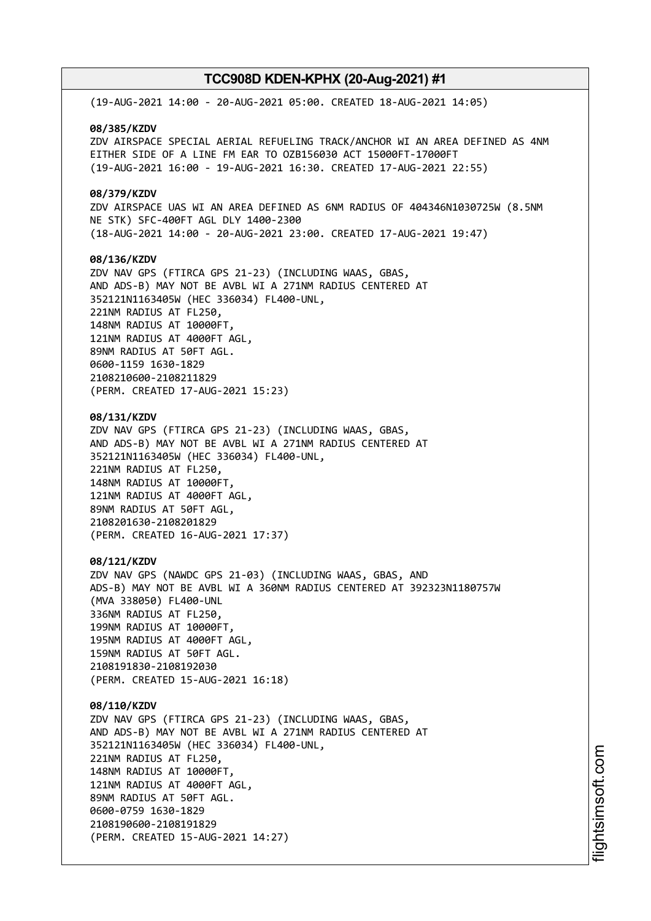(19-AUG-2021 14:00 - 20-AUG-2021 05:00. CREATED 18-AUG-2021 14:05)

**08/385/KZDV**
ZDV AIRSPACE SPECIAL AERIAL REFUELING TRACK/ANCHOR WI AN AREA DEFINED AS 4NM EITHER SIDE OF A LINE FM EAR TO OZB156030 ACT 15000FT-17000FT
(19-AUG-2021 16:00 - 19-AUG-2021 16:30. CREATED 17-AUG-2021 22:55)

**08/379/KZDV**
ZDV AIRSPACE UAS WI AN AREA DEFINED AS 6NM RADIUS OF 404346N1030725W (8.5NM NE STK) SFC-400FT AGL DLY 1400-2300
(18-AUG-2021 14:00 - 20-AUG-2021 23:00. CREATED 17-AUG-2021 19:47)

**08/136/KZDV**
ZDV NAV GPS (FTIRCA GPS 21-23) (INCLUDING WAAS, GBAS, AND ADS-B) MAY NOT BE AVBL WI A 271NM RADIUS CENTERED AT 352121N1163405W (HEC 336034) FL400-UNL,
221NM RADIUS AT FL250,
148NM RADIUS AT 10000FT,
121NM RADIUS AT 4000FT AGL,
89NM RADIUS AT 50FT AGL.
0600-1159 1630-1829
2108210600-2108211829
(PERM. CREATED 17-AUG-2021 15:23)

**08/131/KZDV**
ZDV NAV GPS (FTIRCA GPS 21-23) (INCLUDING WAAS, GBAS, AND ADS-B) MAY NOT BE AVBL WI A 271NM RADIUS CENTERED AT 352121N1163405W (HEC 336034) FL400-UNL,
221NM RADIUS AT FL250,
148NM RADIUS AT 10000FT,
121NM RADIUS AT 4000FT AGL,
89NM RADIUS AT 50FT AGL,
2108201630-2108201829
(PERM. CREATED 16-AUG-2021 17:37)

**08/121/KZDV**
ZDV NAV GPS (NAWDC GPS 21-03) (INCLUDING WAAS, GBAS, AND ADS-B) MAY NOT BE AVBL WI A 360NM RADIUS CENTERED AT 392323N1180757W (MVA 338050) FL400-UNL
336NM RADIUS AT FL250,
199NM RADIUS AT 10000FT,
195NM RADIUS AT 4000FT AGL,
159NM RADIUS AT 50FT AGL.
2108191830-2108192030
(PERM. CREATED 15-AUG-2021 16:18)

**08/110/KZDV**
ZDV NAV GPS (FTIRCA GPS 21-23) (INCLUDING WAAS, GBAS, AND ADS-B) MAY NOT BE AVBL WI A 271NM RADIUS CENTERED AT 352121N1163405W (HEC 336034) FL400-UNL,
221NM RADIUS AT FL250,
148NM RADIUS AT 10000FT,
121NM RADIUS AT 4000FT AGL,
89NM RADIUS AT 50FT AGL.
0600-0759 1630-1829
2108190600-2108191829
(PERM. CREATED 15-AUG-2021 14:27)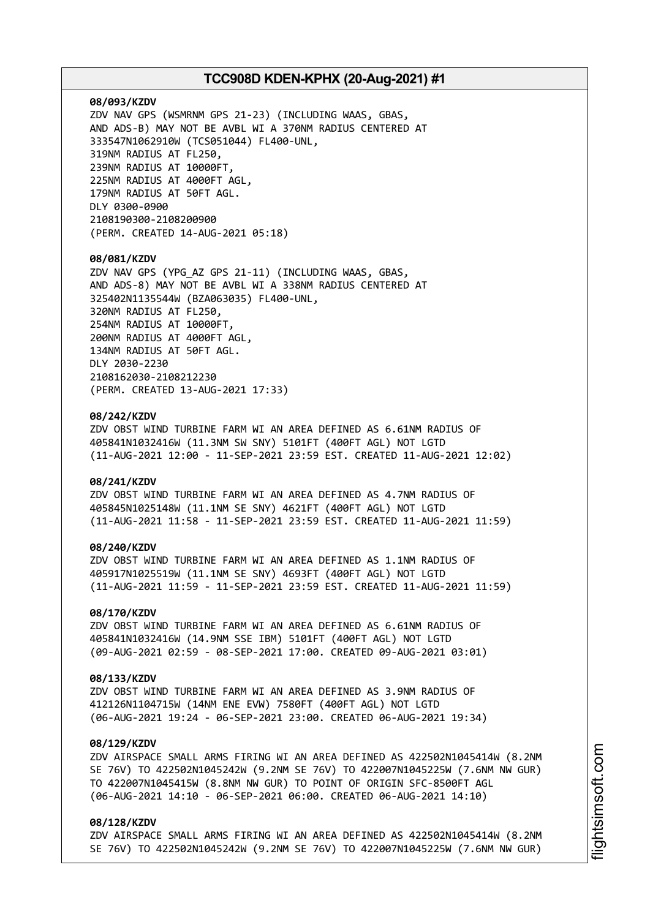**08/093/KZDV**
ZDV NAV GPS (WSMRNM GPS 21-23) (INCLUDING WAAS, GBAS, AND ADS-B) MAY NOT BE AVBL WI A 370NM RADIUS CENTERED AT 333547N1062910W (TCS051044) FL400-UNL,
319NM RADIUS AT FL250,
239NM RADIUS AT 10000FT,
225NM RADIUS AT 4000FT AGL,
179NM RADIUS AT 50FT AGL.
DLY 0300-0900
2108190300-2108200900
(PERM. CREATED 14-AUG-2021 05:18)

**08/081/KZDV**
ZDV NAV GPS (YPG_AZ GPS 21-11) (INCLUDING WAAS, GBAS, AND ADS-8) MAY NOT BE AVBL WI A 338NM RADIUS CENTERED AT 325402N1135544W (BZA063035) FL400-UNL,
320NM RADIUS AT FL250,
254NM RADIUS AT 10000FT,
200NM RADIUS AT 4000FT AGL,
134NM RADIUS AT 50FT AGL.
DLY 2030-2230
2108162030-2108212230
(PERM. CREATED 13-AUG-2021 17:33)

**08/242/KZDV**
ZDV OBST WIND TURBINE FARM WI AN AREA DEFINED AS 6.61NM RADIUS OF 405841N1032416W (11.3NM SW SNY) 5101FT (400FT AGL) NOT LGTD
(11-AUG-2021 12:00 - 11-SEP-2021 23:59 EST. CREATED 11-AUG-2021 12:02)

**08/241/KZDV**
ZDV OBST WIND TURBINE FARM WI AN AREA DEFINED AS 4.7NM RADIUS OF 405845N1025148W (11.1NM SE SNY) 4621FT (400FT AGL) NOT LGTD
(11-AUG-2021 11:58 - 11-SEP-2021 23:59 EST. CREATED 11-AUG-2021 11:59)

**08/240/KZDV**
ZDV OBST WIND TURBINE FARM WI AN AREA DEFINED AS 1.1NM RADIUS OF 405917N1025519W (11.1NM SE SNY) 4693FT (400FT AGL) NOT LGTD
(11-AUG-2021 11:59 - 11-SEP-2021 23:59 EST. CREATED 11-AUG-2021 11:59)

**08/170/KZDV**
ZDV OBST WIND TURBINE FARM WI AN AREA DEFINED AS 6.61NM RADIUS OF 405841N1032416W (14.9NM SSE IBM) 5101FT (400FT AGL) NOT LGTD
(09-AUG-2021 02:59 - 08-SEP-2021 17:00. CREATED 09-AUG-2021 03:01)

**08/133/KZDV**
ZDV OBST WIND TURBINE FARM WI AN AREA DEFINED AS 3.9NM RADIUS OF 412126N1104715W (14NM ENE EVW) 7580FT (400FT AGL) NOT LGTD
(06-AUG-2021 19:24 - 06-SEP-2021 23:00. CREATED 06-AUG-2021 19:34)

**08/129/KZDV**
ZDV AIRSPACE SMALL ARMS FIRING WI AN AREA DEFINED AS 422502N1045414W (8.2NM SE 76V) TO 422502N1045242W (9.2NM SE 76V) TO 422007N1045225W (7.6NM NW GUR) TO 422007N1045415W (8.8NM NW GUR) TO POINT OF ORIGIN SFC-8500FT AGL
(06-AUG-2021 14:10 - 06-SEP-2021 06:00. CREATED 06-AUG-2021 14:10)

**08/128/KZDV**
ZDV AIRSPACE SMALL ARMS FIRING WI AN AREA DEFINED AS 422502N1045414W (8.2NM SE 76V) TO 422502N1045242W (9.2NM SE 76V) TO 422007N1045225W (7.6NM NW GUR)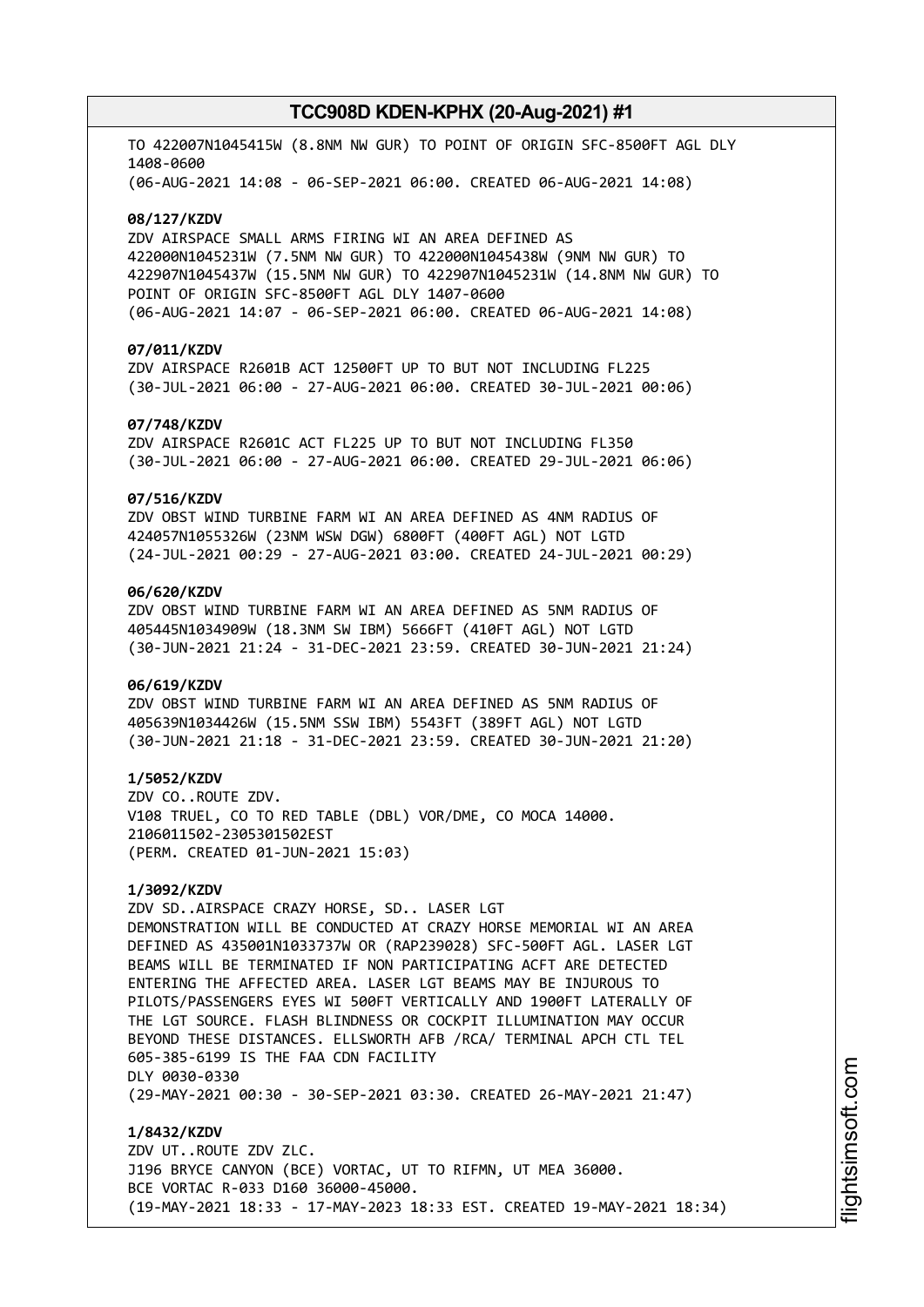TO 422007N1045415W (8.8NM NW GUR) TO POINT OF ORIGIN SFC-8500FT AGL DLY 1408-0600
(06-AUG-2021 14:08 - 06-SEP-2021 06:00. CREATED 06-AUG-2021 14:08)

**08/127/KZDV**
ZDV AIRSPACE SMALL ARMS FIRING WI AN AREA DEFINED AS 422000N1045231W (7.5NM NW GUR) TO 422000N1045438W (9NM NW GUR) TO 422907N1045437W (15.5NM NW GUR) TO 422907N1045231W (14.8NM NW GUR) TO POINT OF ORIGIN SFC-8500FT AGL DLY 1407-0600
(06-AUG-2021 14:07 - 06-SEP-2021 06:00. CREATED 06-AUG-2021 14:08)

**07/011/KZDV**
ZDV AIRSPACE R2601B ACT 12500FT UP TO BUT NOT INCLUDING FL225
(30-JUL-2021 06:00 - 27-AUG-2021 06:00. CREATED 30-JUL-2021 00:06)

**07/748/KZDV**
ZDV AIRSPACE R2601C ACT FL225 UP TO BUT NOT INCLUDING FL350
(30-JUL-2021 06:00 - 27-AUG-2021 06:00. CREATED 29-JUL-2021 06:06)

**07/516/KZDV**
ZDV OBST WIND TURBINE FARM WI AN AREA DEFINED AS 4NM RADIUS OF 424057N1055326W (23NM WSW DGW) 6800FT (400FT AGL) NOT LGTD
(24-JUL-2021 00:29 - 27-AUG-2021 03:00. CREATED 24-JUL-2021 00:29)

**06/620/KZDV**
ZDV OBST WIND TURBINE FARM WI AN AREA DEFINED AS 5NM RADIUS OF 405445N1034909W (18.3NM SW IBM) 5666FT (410FT AGL) NOT LGTD
(30-JUN-2021 21:24 - 31-DEC-2021 23:59. CREATED 30-JUN-2021 21:24)

**06/619/KZDV**
ZDV OBST WIND TURBINE FARM WI AN AREA DEFINED AS 5NM RADIUS OF 405639N1034426W (15.5NM SSW IBM) 5543FT (389FT AGL) NOT LGTD
(30-JUN-2021 21:18 - 31-DEC-2021 23:59. CREATED 30-JUN-2021 21:20)

**1/5052/KZDV**
ZDV CO..ROUTE ZDV.
V108 TRUEL, CO TO RED TABLE (DBL) VOR/DME, CO MOCA 14000.
2106011502-2305301502EST
(PERM. CREATED 01-JUN-2021 15:03)

**1/3092/KZDV**
ZDV SD..AIRSPACE CRAZY HORSE, SD.. LASER LGT
DEMONSTRATION WILL BE CONDUCTED AT CRAZY HORSE MEMORIAL WI AN AREA DEFINED AS 435001N1033737W OR (RAP239028) SFC-500FT AGL. LASER LGT BEAMS WILL BE TERMINATED IF NON PARTICIPATING ACFT ARE DETECTED ENTERING THE AFFECTED AREA. LASER LGT BEAMS MAY BE INJUROUS TO PILOTS/PASSENGERS EYES WI 500FT VERTICALLY AND 1900FT LATERALLY OF THE LGT SOURCE. FLASH BLINDNESS OR COCKPIT ILLUMINATION MAY OCCUR BEYOND THESE DISTANCES. ELLSWORTH AFB /RCA/ TERMINAL APCH CTL TEL 605-385-6199 IS THE FAA CDN FACILITY
DLY 0030-0330
(29-MAY-2021 00:30 - 30-SEP-2021 03:30. CREATED 26-MAY-2021 21:47)

**1/8432/KZDV**
ZDV UT..ROUTE ZDV ZLC.
J196 BRYCE CANYON (BCE) VORTAC, UT TO RIFMN, UT MEA 36000.
BCE VORTAC R-033 D160 36000-45000.
(19-MAY-2021 18:33 - 17-MAY-2023 18:33 EST. CREATED 19-MAY-2021 18:34)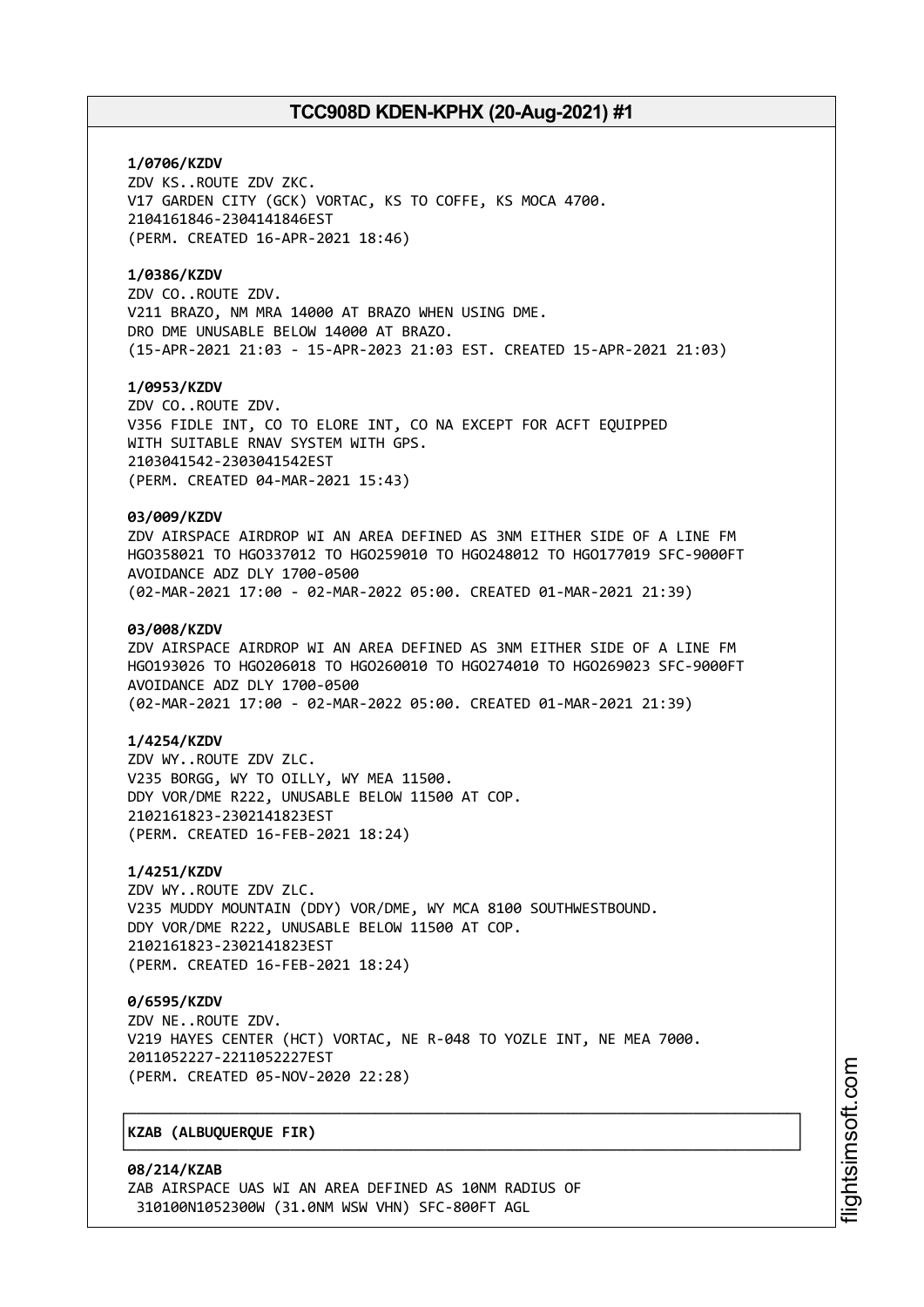**1/0706/KZDV**
ZDV KS..ROUTE ZDV ZKC.
V17 GARDEN CITY (GCK) VORTAC, KS TO COFFE, KS MOCA 4700.
2104161846-2304141846EST
(PERM. CREATED 16-APR-2021 18:46)

**1/0386/KZDV**
ZDV CO..ROUTE ZDV.
V211 BRAZO, NM MRA 14000 AT BRAZO WHEN USING DME.
DRO DME UNUSABLE BELOW 14000 AT BRAZO.
(15-APR-2021 21:03 - 15-APR-2023 21:03 EST. CREATED 15-APR-2021 21:03)

**1/0953/KZDV**
ZDV CO..ROUTE ZDV.
V356 FIDLE INT, CO TO ELORE INT, CO NA EXCEPT FOR ACFT EQUIPPED
WITH SUITABLE RNAV SYSTEM WITH GPS.
2103041542-2303041542EST
(PERM. CREATED 04-MAR-2021 15:43)

**03/009/KZDV**
ZDV AIRSPACE AIRDROP WI AN AREA DEFINED AS 3NM EITHER SIDE OF A LINE FM
HGO358021 TO HGO337012 TO HGO259010 TO HGO248012 TO HGO177019 SFC-9000FT
AVOIDANCE ADZ DLY 1700-0500
(02-MAR-2021 17:00 - 02-MAR-2022 05:00. CREATED 01-MAR-2021 21:39)

**03/008/KZDV**
ZDV AIRSPACE AIRDROP WI AN AREA DEFINED AS 3NM EITHER SIDE OF A LINE FM
HGO193026 TO HGO206018 TO HGO260010 TO HGO274010 TO HGO269023 SFC-9000FT
AVOIDANCE ADZ DLY 1700-0500
(02-MAR-2021 17:00 - 02-MAR-2022 05:00. CREATED 01-MAR-2021 21:39)

**1/4254/KZDV**
ZDV WY..ROUTE ZDV ZLC.
V235 BORGG, WY TO OILLY, WY MEA 11500.
DDY VOR/DME R222, UNUSABLE BELOW 11500 AT COP.
2102161823-2302141823EST
(PERM. CREATED 16-FEB-2021 18:24)

**1/4251/KZDV**
ZDV WY..ROUTE ZDV ZLC.
V235 MUDDY MOUNTAIN (DDY) VOR/DME, WY MCA 8100 SOUTHWESTBOUND.
DDY VOR/DME R222, UNUSABLE BELOW 11500 AT COP.
2102161823-2302141823EST
(PERM. CREATED 16-FEB-2021 18:24)

**0/6595/KZDV**
ZDV NE..ROUTE ZDV.
V219 HAYES CENTER (HCT) VORTAC, NE R-048 TO YOZLE INT, NE MEA 7000.
2011052227-2211052227EST
(PERM. CREATED 05-NOV-2020 22:28)

## KZAB (ALBUQUERQUE FIR)

**08/214/KZAB**
ZAB AIRSPACE UAS WI AN AREA DEFINED AS 10NM RADIUS OF
310100N1052300W (31.0NM WSW VHN) SFC-800FT AGL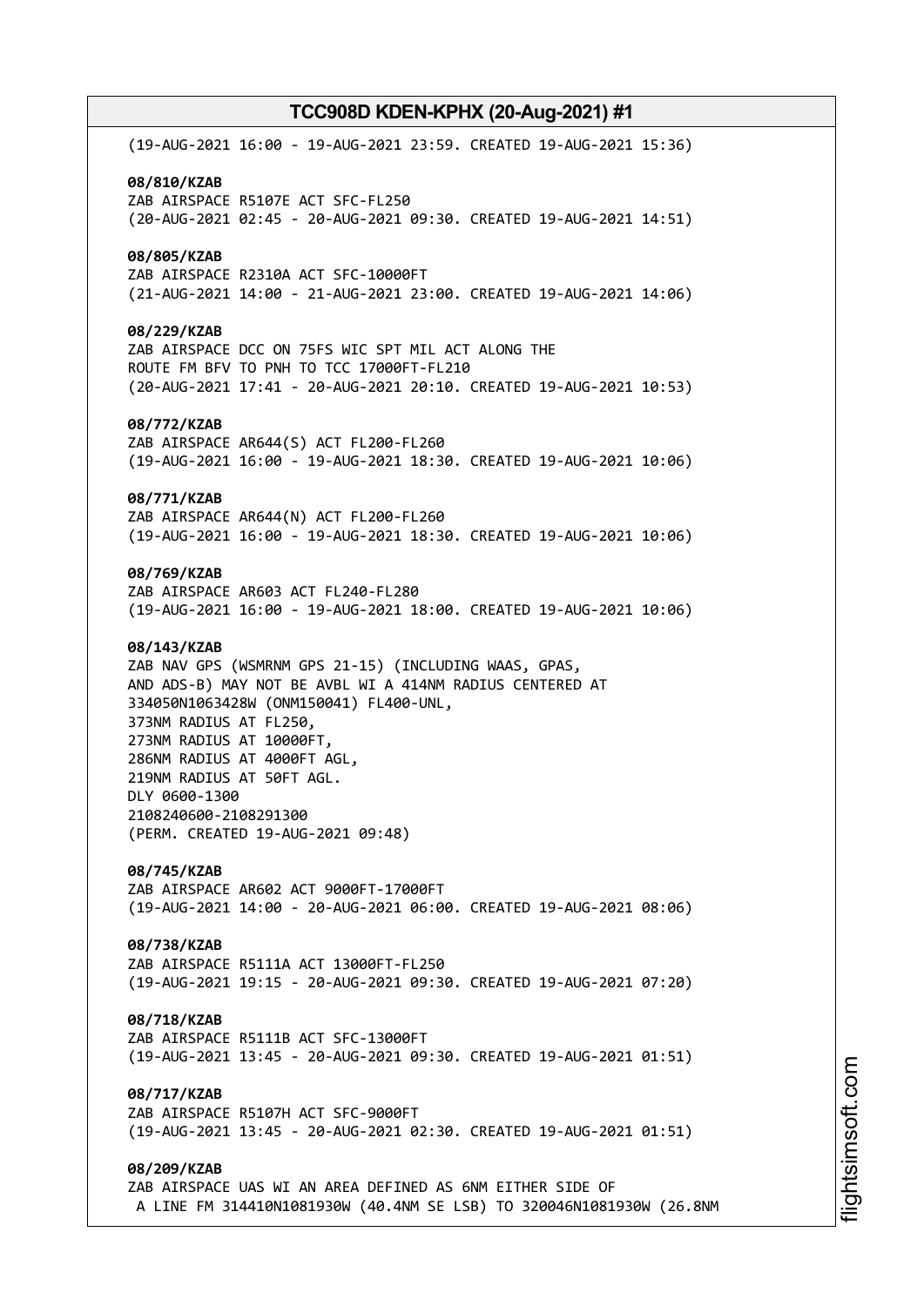(19-AUG-2021 16:00 - 19-AUG-2021 23:59. CREATED 19-AUG-2021 15:36)

**08/810/KZAB**
ZAB AIRSPACE R5107E ACT SFC-FL250
(20-AUG-2021 02:45 - 20-AUG-2021 09:30. CREATED 19-AUG-2021 14:51)

**08/805/KZAB**
ZAB AIRSPACE R2310A ACT SFC-10000FT
(21-AUG-2021 14:00 - 21-AUG-2021 23:00. CREATED 19-AUG-2021 14:06)

**08/229/KZAB**
ZAB AIRSPACE DCC ON 75FS WIC SPT MIL ACT ALONG THE
ROUTE FM BFV TO PNH TO TCC 17000FT-FL210
(20-AUG-2021 17:41 - 20-AUG-2021 20:10. CREATED 19-AUG-2021 10:53)

**08/772/KZAB**
ZAB AIRSPACE AR644(S) ACT FL200-FL260
(19-AUG-2021 16:00 - 19-AUG-2021 18:30. CREATED 19-AUG-2021 10:06)

**08/771/KZAB**
ZAB AIRSPACE AR644(N) ACT FL200-FL260
(19-AUG-2021 16:00 - 19-AUG-2021 18:30. CREATED 19-AUG-2021 10:06)

**08/769/KZAB**
ZAB AIRSPACE AR603 ACT FL240-FL280
(19-AUG-2021 16:00 - 19-AUG-2021 18:00. CREATED 19-AUG-2021 10:06)

**08/143/KZAB**
ZAB NAV GPS (WSMRNM GPS 21-15) (INCLUDING WAAS, GPAS,
AND ADS-B) MAY NOT BE AVBL WI A 414NM RADIUS CENTERED AT
334050N1063428W (ONM150041) FL400-UNL,
373NM RADIUS AT FL250,
273NM RADIUS AT 10000FT,
286NM RADIUS AT 4000FT AGL,
219NM RADIUS AT 50FT AGL.
DLY 0600-1300
2108240600-2108291300
(PERM. CREATED 19-AUG-2021 09:48)

**08/745/KZAB**
ZAB AIRSPACE AR602 ACT 9000FT-17000FT
(19-AUG-2021 14:00 - 20-AUG-2021 06:00. CREATED 19-AUG-2021 08:06)

**08/738/KZAB**
ZAB AIRSPACE R5111A ACT 13000FT-FL250
(19-AUG-2021 19:15 - 20-AUG-2021 09:30. CREATED 19-AUG-2021 07:20)

**08/718/KZAB**
ZAB AIRSPACE R5111B ACT SFC-13000FT
(19-AUG-2021 13:45 - 20-AUG-2021 09:30. CREATED 19-AUG-2021 01:51)

**08/717/KZAB**
ZAB AIRSPACE R5107H ACT SFC-9000FT
(19-AUG-2021 13:45 - 20-AUG-2021 02:30. CREATED 19-AUG-2021 01:51)

**08/209/KZAB**
ZAB AIRSPACE UAS WI AN AREA DEFINED AS 6NM EITHER SIDE OF
A LINE FM 314410N1081930W (40.4NM SE LSB) TO 320046N1081930W (26.8NM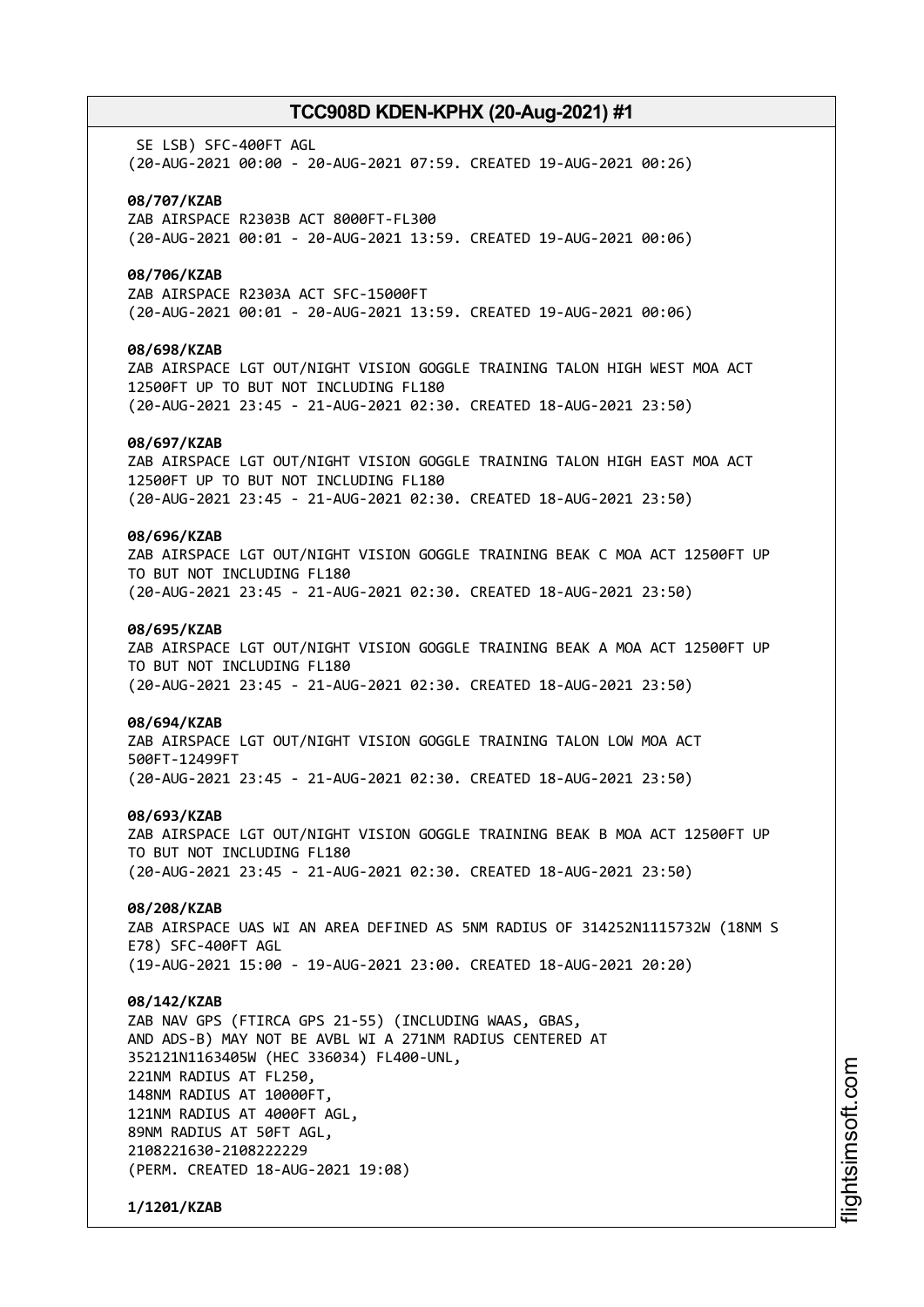SE LSB) SFC-400FT AGL
(20-AUG-2021 00:00 - 20-AUG-2021 07:59. CREATED 19-AUG-2021 00:26)

**08/707/KZAB**
ZAB AIRSPACE R2303B ACT 8000FT-FL300
(20-AUG-2021 00:01 - 20-AUG-2021 13:59. CREATED 19-AUG-2021 00:06)

**08/706/KZAB**
ZAB AIRSPACE R2303A ACT SFC-15000FT
(20-AUG-2021 00:01 - 20-AUG-2021 13:59. CREATED 19-AUG-2021 00:06)

**08/698/KZAB**
ZAB AIRSPACE LGT OUT/NIGHT VISION GOGGLE TRAINING TALON HIGH WEST MOA ACT 12500FT UP TO BUT NOT INCLUDING FL180
(20-AUG-2021 23:45 - 21-AUG-2021 02:30. CREATED 18-AUG-2021 23:50)

**08/697/KZAB**
ZAB AIRSPACE LGT OUT/NIGHT VISION GOGGLE TRAINING TALON HIGH EAST MOA ACT 12500FT UP TO BUT NOT INCLUDING FL180
(20-AUG-2021 23:45 - 21-AUG-2021 02:30. CREATED 18-AUG-2021 23:50)

**08/696/KZAB**
ZAB AIRSPACE LGT OUT/NIGHT VISION GOGGLE TRAINING BEAK C MOA ACT 12500FT UP TO BUT NOT INCLUDING FL180
(20-AUG-2021 23:45 - 21-AUG-2021 02:30. CREATED 18-AUG-2021 23:50)

**08/695/KZAB**
ZAB AIRSPACE LGT OUT/NIGHT VISION GOGGLE TRAINING BEAK A MOA ACT 12500FT UP TO BUT NOT INCLUDING FL180
(20-AUG-2021 23:45 - 21-AUG-2021 02:30. CREATED 18-AUG-2021 23:50)

**08/694/KZAB**
ZAB AIRSPACE LGT OUT/NIGHT VISION GOGGLE TRAINING TALON LOW MOA ACT 500FT-12499FT
(20-AUG-2021 23:45 - 21-AUG-2021 02:30. CREATED 18-AUG-2021 23:50)

**08/693/KZAB**
ZAB AIRSPACE LGT OUT/NIGHT VISION GOGGLE TRAINING BEAK B MOA ACT 12500FT UP TO BUT NOT INCLUDING FL180
(20-AUG-2021 23:45 - 21-AUG-2021 02:30. CREATED 18-AUG-2021 23:50)

**08/208/KZAB**
ZAB AIRSPACE UAS WI AN AREA DEFINED AS 5NM RADIUS OF 314252N1115732W (18NM S E78) SFC-400FT AGL
(19-AUG-2021 15:00 - 19-AUG-2021 23:00. CREATED 18-AUG-2021 20:20)

**08/142/KZAB**
ZAB NAV GPS (FTIRCA GPS 21-55) (INCLUDING WAAS, GBAS, AND ADS-B) MAY NOT BE AVBL WI A 271NM RADIUS CENTERED AT 352121N1163405W (HEC 336034) FL400-UNL,
221NM RADIUS AT FL250,
148NM RADIUS AT 10000FT,
121NM RADIUS AT 4000FT AGL,
89NM RADIUS AT 50FT AGL,
2108221630-2108222229
(PERM. CREATED 18-AUG-2021 19:08)

**1/1201/KZAB**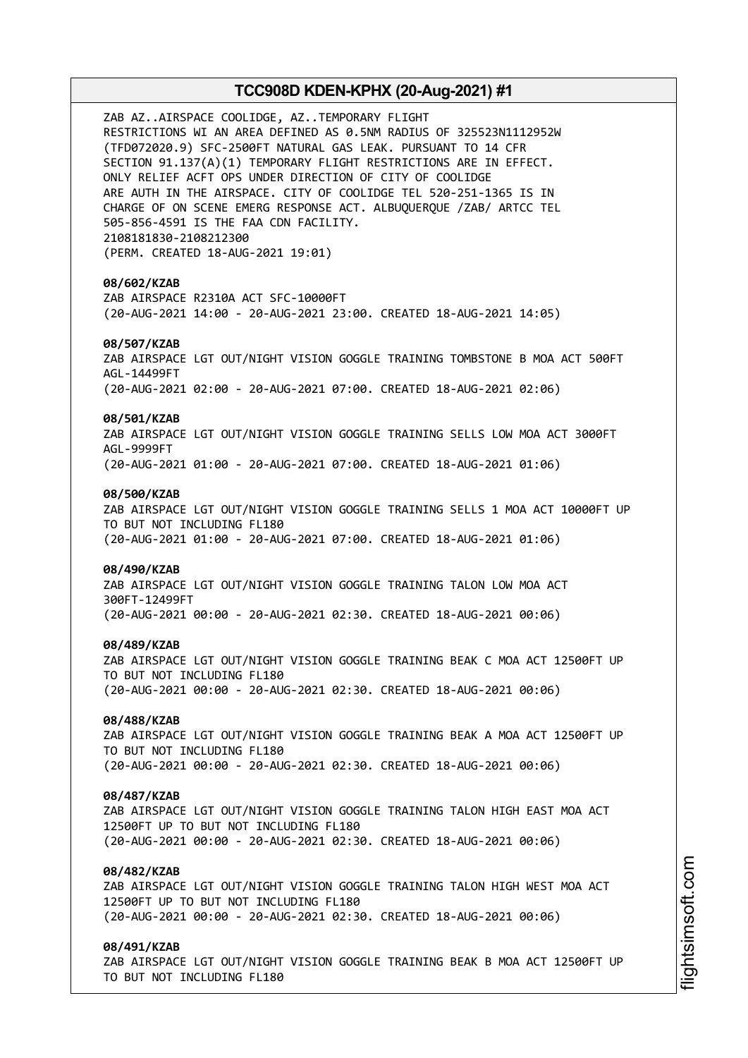ZAB AZ..AIRSPACE COOLIDGE, AZ..TEMPORARY FLIGHT RESTRICTIONS WI AN AREA DEFINED AS 0.5NM RADIUS OF 325523N1112952W (TFD072020.9) SFC-2500FT NATURAL GAS LEAK. PURSUANT TO 14 CFR SECTION 91.137(A)(1) TEMPORARY FLIGHT RESTRICTIONS ARE IN EFFECT. ONLY RELIEF ACFT OPS UNDER DIRECTION OF CITY OF COOLIDGE ARE AUTH IN THE AIRSPACE. CITY OF COOLIDGE TEL 520-251-1365 IS IN CHARGE OF ON SCENE EMERG RESPONSE ACT. ALBUQUERQUE /ZAB/ ARTCC TEL 505-856-4591 IS THE FAA CDN FACILITY.
2108181830-2108212300
(PERM. CREATED 18-AUG-2021 19:01)

**08/602/KZAB**
ZAB AIRSPACE R2310A ACT SFC-10000FT
(20-AUG-2021 14:00 - 20-AUG-2021 23:00. CREATED 18-AUG-2021 14:05)

**08/507/KZAB**
ZAB AIRSPACE LGT OUT/NIGHT VISION GOGGLE TRAINING TOMBSTONE B MOA ACT 500FT AGL-14499FT
(20-AUG-2021 02:00 - 20-AUG-2021 07:00. CREATED 18-AUG-2021 02:06)

**08/501/KZAB**
ZAB AIRSPACE LGT OUT/NIGHT VISION GOGGLE TRAINING SELLS LOW MOA ACT 3000FT AGL-9999FT
(20-AUG-2021 01:00 - 20-AUG-2021 07:00. CREATED 18-AUG-2021 01:06)

**08/500/KZAB**
ZAB AIRSPACE LGT OUT/NIGHT VISION GOGGLE TRAINING SELLS 1 MOA ACT 10000FT UP TO BUT NOT INCLUDING FL180
(20-AUG-2021 01:00 - 20-AUG-2021 07:00. CREATED 18-AUG-2021 01:06)

**08/490/KZAB**
ZAB AIRSPACE LGT OUT/NIGHT VISION GOGGLE TRAINING TALON LOW MOA ACT 300FT-12499FT
(20-AUG-2021 00:00 - 20-AUG-2021 02:30. CREATED 18-AUG-2021 00:06)

**08/489/KZAB**
ZAB AIRSPACE LGT OUT/NIGHT VISION GOGGLE TRAINING BEAK C MOA ACT 12500FT UP TO BUT NOT INCLUDING FL180
(20-AUG-2021 00:00 - 20-AUG-2021 02:30. CREATED 18-AUG-2021 00:06)

**08/488/KZAB**
ZAB AIRSPACE LGT OUT/NIGHT VISION GOGGLE TRAINING BEAK A MOA ACT 12500FT UP TO BUT NOT INCLUDING FL180
(20-AUG-2021 00:00 - 20-AUG-2021 02:30. CREATED 18-AUG-2021 00:06)

**08/487/KZAB**
ZAB AIRSPACE LGT OUT/NIGHT VISION GOGGLE TRAINING TALON HIGH EAST MOA ACT 12500FT UP TO BUT NOT INCLUDING FL180
(20-AUG-2021 00:00 - 20-AUG-2021 02:30. CREATED 18-AUG-2021 00:06)

**08/482/KZAB**
ZAB AIRSPACE LGT OUT/NIGHT VISION GOGGLE TRAINING TALON HIGH WEST MOA ACT 12500FT UP TO BUT NOT INCLUDING FL180
(20-AUG-2021 00:00 - 20-AUG-2021 02:30. CREATED 18-AUG-2021 00:06)

**08/491/KZAB**
ZAB AIRSPACE LGT OUT/NIGHT VISION GOGGLE TRAINING BEAK B MOA ACT 12500FT UP TO BUT NOT INCLUDING FL180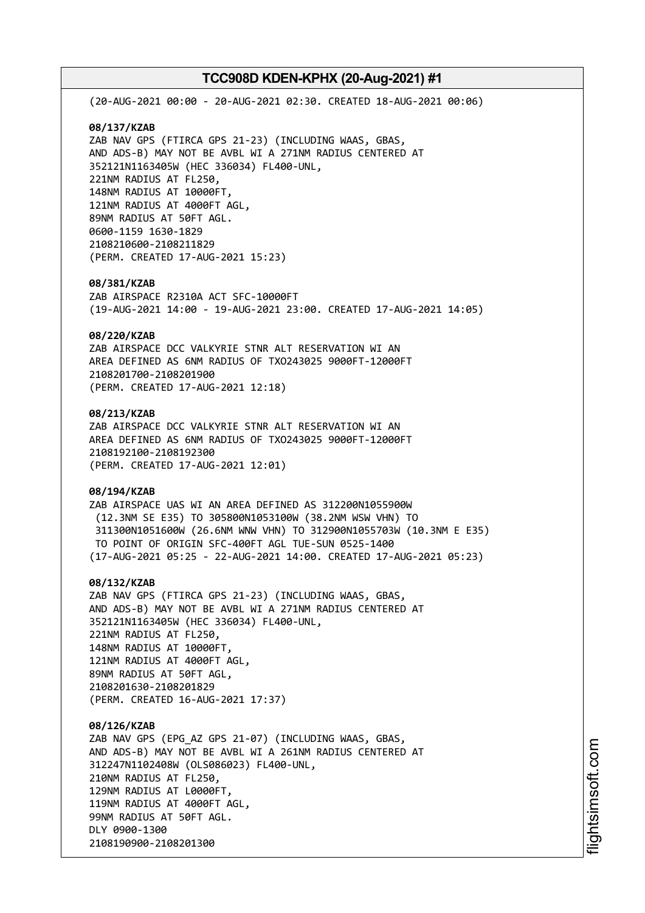(20-AUG-2021 00:00 - 20-AUG-2021 02:30. CREATED 18-AUG-2021 00:06)

**08/137/KZAB**
ZAB NAV GPS (FTIRCA GPS 21-23) (INCLUDING WAAS, GBAS, AND ADS-B) MAY NOT BE AVBL WI A 271NM RADIUS CENTERED AT 352121N1163405W (HEC 336034) FL400-UNL,
221NM RADIUS AT FL250,
148NM RADIUS AT 10000FT,
121NM RADIUS AT 4000FT AGL,
89NM RADIUS AT 50FT AGL.
0600-1159 1630-1829
2108210600-2108211829
(PERM. CREATED 17-AUG-2021 15:23)

**08/381/KZAB**
ZAB AIRSPACE R2310A ACT SFC-10000FT
(19-AUG-2021 14:00 - 19-AUG-2021 23:00. CREATED 17-AUG-2021 14:05)

**08/220/KZAB**
ZAB AIRSPACE DCC VALKYRIE STNR ALT RESERVATION WI AN AREA DEFINED AS 6NM RADIUS OF TXO243025 9000FT-12000FT
2108201700-2108201900
(PERM. CREATED 17-AUG-2021 12:18)

**08/213/KZAB**
ZAB AIRSPACE DCC VALKYRIE STNR ALT RESERVATION WI AN AREA DEFINED AS 6NM RADIUS OF TXO243025 9000FT-12000FT
2108192100-2108192300
(PERM. CREATED 17-AUG-2021 12:01)

**08/194/KZAB**
ZAB AIRSPACE UAS WI AN AREA DEFINED AS 312200N1055900W (12.3NM SE E35) TO 305800N1053100W (38.2NM WSW VHN) TO 311300N1051600W (26.6NM WNW VHN) TO 312900N1055703W (10.3NM E E35) TO POINT OF ORIGIN SFC-400FT AGL TUE-SUN 0525-1400
(17-AUG-2021 05:25 - 22-AUG-2021 14:00. CREATED 17-AUG-2021 05:23)

**08/132/KZAB**
ZAB NAV GPS (FTIRCA GPS 21-23) (INCLUDING WAAS, GBAS, AND ADS-B) MAY NOT BE AVBL WI A 271NM RADIUS CENTERED AT 352121N1163405W (HEC 336034) FL400-UNL,
221NM RADIUS AT FL250,
148NM RADIUS AT 10000FT,
121NM RADIUS AT 4000FT AGL,
89NM RADIUS AT 50FT AGL,
2108201630-2108201829
(PERM. CREATED 16-AUG-2021 17:37)

**08/126/KZAB**
ZAB NAV GPS (EPG_AZ GPS 21-07) (INCLUDING WAAS, GBAS, AND ADS-B) MAY NOT BE AVBL WI A 261NM RADIUS CENTERED AT 312247N1102408W (OLS086023) FL400-UNL,
210NM RADIUS AT FL250,
129NM RADIUS AT L0000FT,
119NM RADIUS AT 4000FT AGL,
99NM RADIUS AT 50FT AGL.
DLY 0900-1300
2108190900-2108201300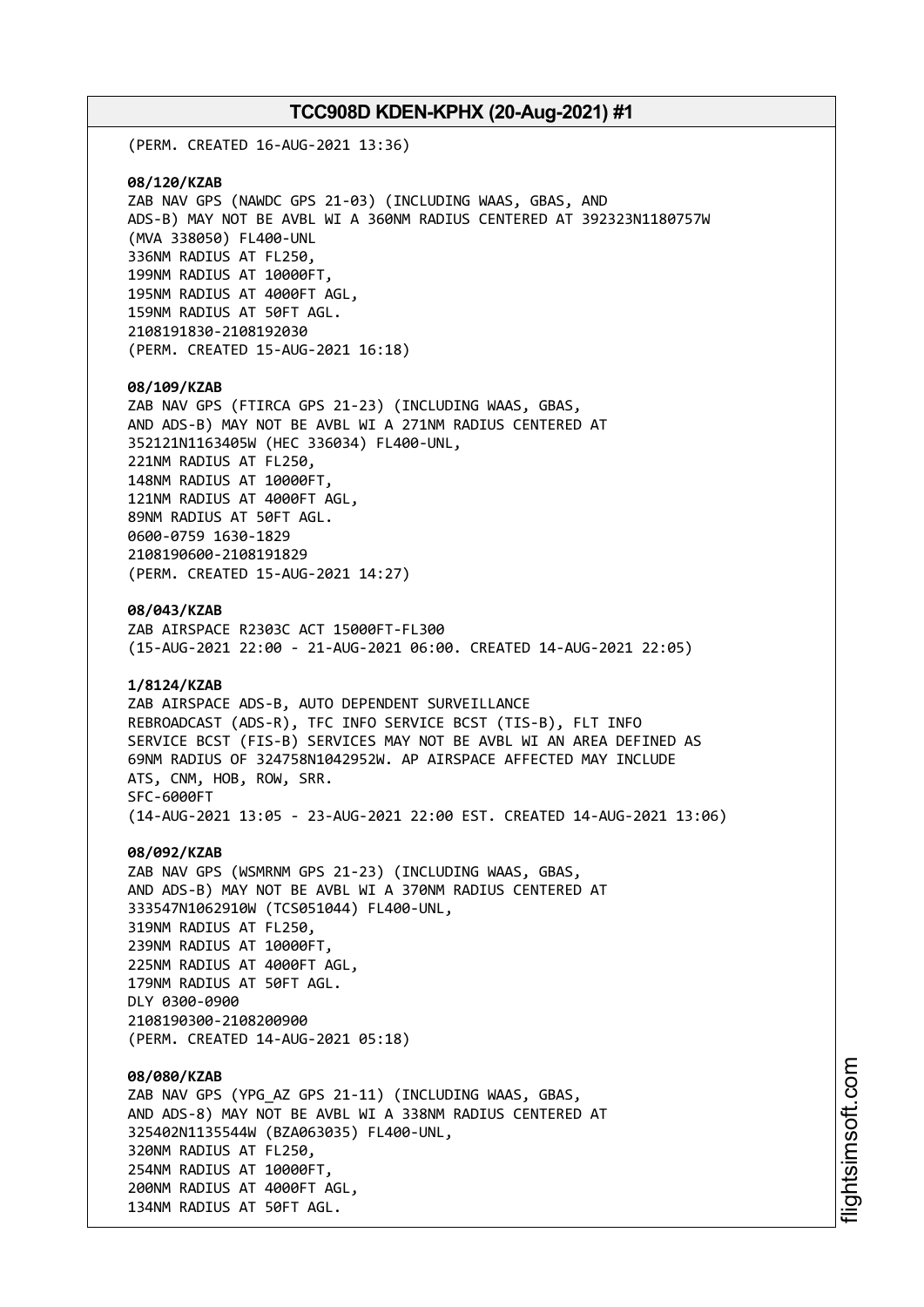(PERM. CREATED 16-AUG-2021 13:36)

**08/120/KZAB**
ZAB NAV GPS (NAWDC GPS 21-03) (INCLUDING WAAS, GBAS, AND
ADS-B) MAY NOT BE AVBL WI A 360NM RADIUS CENTERED AT 392323N1180757W
(MVA 338050) FL400-UNL
336NM RADIUS AT FL250,
199NM RADIUS AT 10000FT,
195NM RADIUS AT 4000FT AGL,
159NM RADIUS AT 50FT AGL.
2108191830-2108192030
(PERM. CREATED 15-AUG-2021 16:18)

**08/109/KZAB**
ZAB NAV GPS (FTIRCA GPS 21-23) (INCLUDING WAAS, GBAS,
AND ADS-B) MAY NOT BE AVBL WI A 271NM RADIUS CENTERED AT
352121N1163405W (HEC 336034) FL400-UNL,
221NM RADIUS AT FL250,
148NM RADIUS AT 10000FT,
121NM RADIUS AT 4000FT AGL,
89NM RADIUS AT 50FT AGL.
0600-0759 1630-1829
2108190600-2108191829
(PERM. CREATED 15-AUG-2021 14:27)

**08/043/KZAB**
ZAB AIRSPACE R2303C ACT 15000FT-FL300
(15-AUG-2021 22:00 - 21-AUG-2021 06:00. CREATED 14-AUG-2021 22:05)

**1/8124/KZAB**
ZAB AIRSPACE ADS-B, AUTO DEPENDENT SURVEILLANCE
REBROADCAST (ADS-R), TFC INFO SERVICE BCST (TIS-B), FLT INFO
SERVICE BCST (FIS-B) SERVICES MAY NOT BE AVBL WI AN AREA DEFINED AS
69NM RADIUS OF 324758N1042952W. AP AIRSPACE AFFECTED MAY INCLUDE
ATS, CNM, HOB, ROW, SRR.
SFC-6000FT
(14-AUG-2021 13:05 - 23-AUG-2021 22:00 EST. CREATED 14-AUG-2021 13:06)

**08/092/KZAB**
ZAB NAV GPS (WSMRNM GPS 21-23) (INCLUDING WAAS, GBAS,
AND ADS-B) MAY NOT BE AVBL WI A 370NM RADIUS CENTERED AT
333547N1062910W (TCS051044) FL400-UNL,
319NM RADIUS AT FL250,
239NM RADIUS AT 10000FT,
225NM RADIUS AT 4000FT AGL,
179NM RADIUS AT 50FT AGL.
DLY 0300-0900
2108190300-2108200900
(PERM. CREATED 14-AUG-2021 05:18)

**08/080/KZAB**
ZAB NAV GPS (YPG_AZ GPS 21-11) (INCLUDING WAAS, GBAS,
AND ADS-8) MAY NOT BE AVBL WI A 338NM RADIUS CENTERED AT
325402N1135544W (BZA063035) FL400-UNL,
320NM RADIUS AT FL250,
254NM RADIUS AT 10000FT,
200NM RADIUS AT 4000FT AGL,
134NM RADIUS AT 50FT AGL.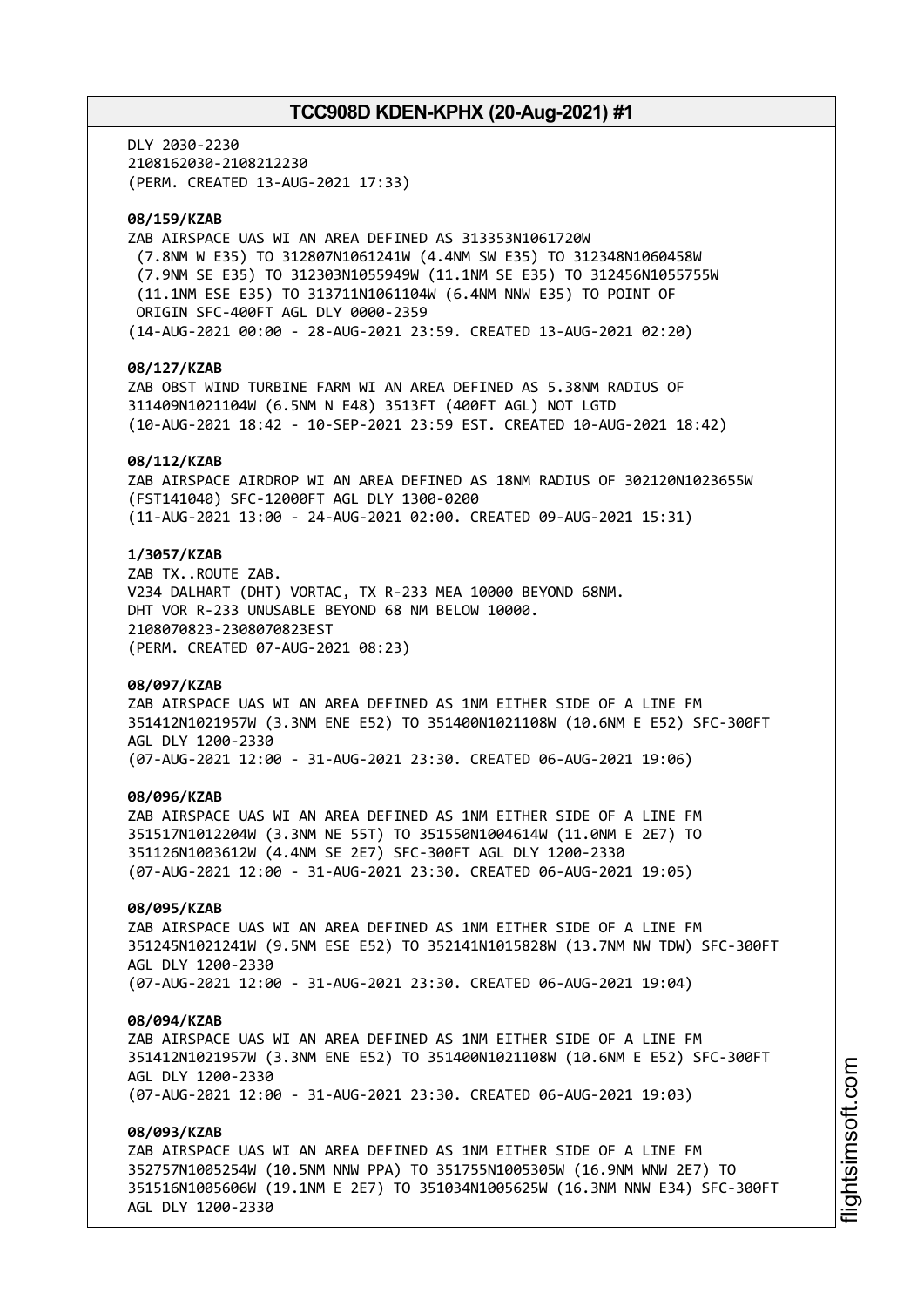DLY 2030-2230
2108162030-2108212230
(PERM. CREATED 13-AUG-2021 17:33)

**08/159/KZAB**
ZAB AIRSPACE UAS WI AN AREA DEFINED AS 313353N1061720W
(7.8NM W E35) TO 312807N1061241W (4.4NM SW E35) TO 312348N1060458W
(7.9NM SE E35) TO 312303N1055949W (11.1NM SE E35) TO 312456N1055755W
(11.1NM ESE E35) TO 313711N1061104W (6.4NM NNW E35) TO POINT OF
ORIGIN SFC-400FT AGL DLY 0000-2359
(14-AUG-2021 00:00 - 28-AUG-2021 23:59. CREATED 13-AUG-2021 02:20)

**08/127/KZAB**
ZAB OBST WIND TURBINE FARM WI AN AREA DEFINED AS 5.38NM RADIUS OF
311409N1021104W (6.5NM N E48) 3513FT (400FT AGL) NOT LGTD
(10-AUG-2021 18:42 - 10-SEP-2021 23:59 EST. CREATED 10-AUG-2021 18:42)

**08/112/KZAB**
ZAB AIRSPACE AIRDROP WI AN AREA DEFINED AS 18NM RADIUS OF 302120N1023655W
(FST141040) SFC-12000FT AGL DLY 1300-0200
(11-AUG-2021 13:00 - 24-AUG-2021 02:00. CREATED 09-AUG-2021 15:31)

**1/3057/KZAB**
ZAB TX..ROUTE ZAB.
V234 DALHART (DHT) VORTAC, TX R-233 MEA 10000 BEYOND 68NM.
DHT VOR R-233 UNUSABLE BEYOND 68 NM BELOW 10000.
2108070823-2308070823EST
(PERM. CREATED 07-AUG-2021 08:23)

**08/097/KZAB**
ZAB AIRSPACE UAS WI AN AREA DEFINED AS 1NM EITHER SIDE OF A LINE FM
351412N1021957W (3.3NM ENE E52) TO 351400N1021108W (10.6NM E E52) SFC-300FT
AGL DLY 1200-2330
(07-AUG-2021 12:00 - 31-AUG-2021 23:30. CREATED 06-AUG-2021 19:06)

**08/096/KZAB**
ZAB AIRSPACE UAS WI AN AREA DEFINED AS 1NM EITHER SIDE OF A LINE FM
351517N1012204W (3.3NM NE 55T) TO 351550N1004614W (11.0NM E 2E7) TO
351126N1003612W (4.4NM SE 2E7) SFC-300FT AGL DLY 1200-2330
(07-AUG-2021 12:00 - 31-AUG-2021 23:30. CREATED 06-AUG-2021 19:05)

**08/095/KZAB**
ZAB AIRSPACE UAS WI AN AREA DEFINED AS 1NM EITHER SIDE OF A LINE FM
351245N1021241W (9.5NM ESE E52) TO 352141N1015828W (13.7NM NW TDW) SFC-300FT
AGL DLY 1200-2330
(07-AUG-2021 12:00 - 31-AUG-2021 23:30. CREATED 06-AUG-2021 19:04)

**08/094/KZAB**
ZAB AIRSPACE UAS WI AN AREA DEFINED AS 1NM EITHER SIDE OF A LINE FM
351412N1021957W (3.3NM ENE E52) TO 351400N1021108W (10.6NM E E52) SFC-300FT
AGL DLY 1200-2330
(07-AUG-2021 12:00 - 31-AUG-2021 23:30. CREATED 06-AUG-2021 19:03)

**08/093/KZAB**
ZAB AIRSPACE UAS WI AN AREA DEFINED AS 1NM EITHER SIDE OF A LINE FM
352757N1005254W (10.5NM NNW PPA) TO 351755N1005305W (16.9NM WNW 2E7) TO
351516N1005606W (19.1NM E 2E7) TO 351034N1005625W (16.3NM NNW E34) SFC-300FT
AGL DLY 1200-2330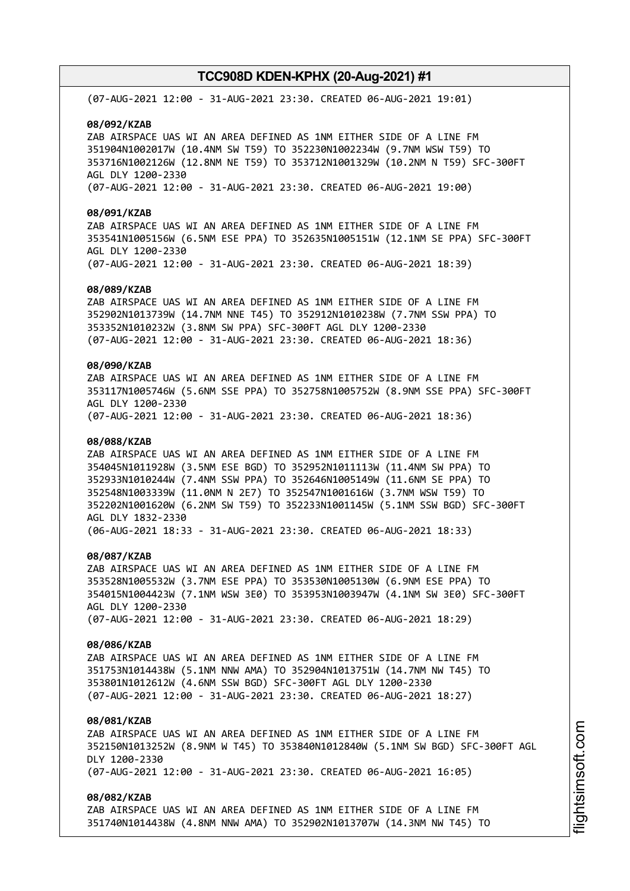(07-AUG-2021 12:00 - 31-AUG-2021 23:30. CREATED 06-AUG-2021 19:01)

**08/092/KZAB**
ZAB AIRSPACE UAS WI AN AREA DEFINED AS 1NM EITHER SIDE OF A LINE FM 351904N1002017W (10.4NM SW T59) TO 352230N1002234W (9.7NM WSW T59) TO 353716N1002126W (12.8NM NE T59) TO 353712N1001329W (10.2NM N T59) SFC-300FT AGL DLY 1200-2330
(07-AUG-2021 12:00 - 31-AUG-2021 23:30. CREATED 06-AUG-2021 19:00)

**08/091/KZAB**
ZAB AIRSPACE UAS WI AN AREA DEFINED AS 1NM EITHER SIDE OF A LINE FM 353541N1005156W (6.5NM ESE PPA) TO 352635N1005151W (12.1NM SE PPA) SFC-300FT AGL DLY 1200-2330
(07-AUG-2021 12:00 - 31-AUG-2021 23:30. CREATED 06-AUG-2021 18:39)

**08/089/KZAB**
ZAB AIRSPACE UAS WI AN AREA DEFINED AS 1NM EITHER SIDE OF A LINE FM 352902N1013739W (14.7NM NNE T45) TO 352912N1010238W (7.7NM SSW PPA) TO 353352N1010232W (3.8NM SW PPA) SFC-300FT AGL DLY 1200-2330
(07-AUG-2021 12:00 - 31-AUG-2021 23:30. CREATED 06-AUG-2021 18:36)

**08/090/KZAB**
ZAB AIRSPACE UAS WI AN AREA DEFINED AS 1NM EITHER SIDE OF A LINE FM 353117N1005746W (5.6NM SSE PPA) TO 352758N1005752W (8.9NM SSE PPA) SFC-300FT AGL DLY 1200-2330
(07-AUG-2021 12:00 - 31-AUG-2021 23:30. CREATED 06-AUG-2021 18:36)

**08/088/KZAB**
ZAB AIRSPACE UAS WI AN AREA DEFINED AS 1NM EITHER SIDE OF A LINE FM 354045N1011928W (3.5NM ESE BGD) TO 352952N1011113W (11.4NM SW PPA) TO 352933N1010244W (7.4NM SSW PPA) TO 352646N1005149W (11.6NM SE PPA) TO 352548N1003339W (11.0NM N 2E7) TO 352547N1001616W (3.7NM WSW T59) TO 352202N1001620W (6.2NM SW T59) TO 352233N1001145W (5.1NM SSW BGD) SFC-300FT AGL DLY 1832-2330
(06-AUG-2021 18:33 - 31-AUG-2021 23:30. CREATED 06-AUG-2021 18:33)

**08/087/KZAB**
ZAB AIRSPACE UAS WI AN AREA DEFINED AS 1NM EITHER SIDE OF A LINE FM 353528N1005532W (3.7NM ESE PPA) TO 353530N1005130W (6.9NM ESE PPA) TO 354015N1004423W (7.1NM WSW 3E0) TO 353953N1003947W (4.1NM SW 3E0) SFC-300FT AGL DLY 1200-2330
(07-AUG-2021 12:00 - 31-AUG-2021 23:30. CREATED 06-AUG-2021 18:29)

**08/086/KZAB**
ZAB AIRSPACE UAS WI AN AREA DEFINED AS 1NM EITHER SIDE OF A LINE FM 351753N1014438W (5.1NM NNW AMA) TO 352904N1013751W (14.7NM NW T45) TO 353801N1012612W (4.6NM SSW BGD) SFC-300FT AGL DLY 1200-2330
(07-AUG-2021 12:00 - 31-AUG-2021 23:30. CREATED 06-AUG-2021 18:27)

**08/081/KZAB**
ZAB AIRSPACE UAS WI AN AREA DEFINED AS 1NM EITHER SIDE OF A LINE FM 352150N1013252W (8.9NM W T45) TO 353840N1012840W (5.1NM SW BGD) SFC-300FT AGL DLY 1200-2330
(07-AUG-2021 12:00 - 31-AUG-2021 23:30. CREATED 06-AUG-2021 16:05)

**08/082/KZAB**
ZAB AIRSPACE UAS WI AN AREA DEFINED AS 1NM EITHER SIDE OF A LINE FM 351740N1014438W (4.8NM NNW AMA) TO 352902N1013707W (14.3NM NW T45) TO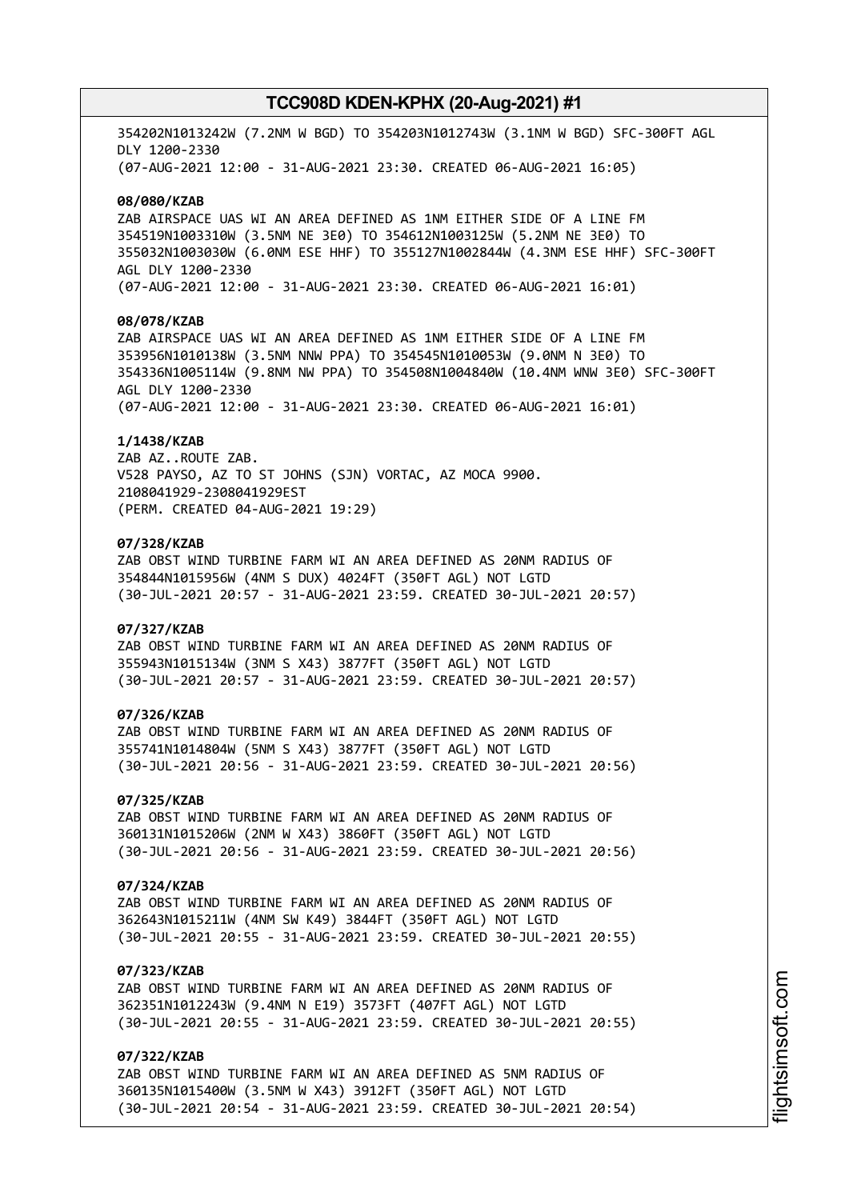354202N1013242W (7.2NM W BGD) TO 354203N1012743W (3.1NM W BGD) SFC-300FT AGL DLY 1200-2330
(07-AUG-2021 12:00 - 31-AUG-2021 23:30. CREATED 06-AUG-2021 16:05)

**08/080/KZAB**
ZAB AIRSPACE UAS WI AN AREA DEFINED AS 1NM EITHER SIDE OF A LINE FM 354519N1003310W (3.5NM NE 3E0) TO 354612N1003125W (5.2NM NE 3E0) TO 355032N1003030W (6.0NM ESE HHF) TO 355127N1002844W (4.3NM ESE HHF) SFC-300FT AGL DLY 1200-2330
(07-AUG-2021 12:00 - 31-AUG-2021 23:30. CREATED 06-AUG-2021 16:01)

**08/078/KZAB**
ZAB AIRSPACE UAS WI AN AREA DEFINED AS 1NM EITHER SIDE OF A LINE FM 353956N1010138W (3.5NM NNW PPA) TO 354545N1010053W (9.0NM N 3E0) TO 354336N1005114W (9.8NM NW PPA) TO 354508N1004840W (10.4NM WNW 3E0) SFC-300FT AGL DLY 1200-2330
(07-AUG-2021 12:00 - 31-AUG-2021 23:30. CREATED 06-AUG-2021 16:01)

**1/1438/KZAB**
ZAB AZ..ROUTE ZAB.
V528 PAYSO, AZ TO ST JOHNS (SJN) VORTAC, AZ MOCA 9900.
2108041929-2308041929EST
(PERM. CREATED 04-AUG-2021 19:29)

**07/328/KZAB**
ZAB OBST WIND TURBINE FARM WI AN AREA DEFINED AS 20NM RADIUS OF 354844N1015956W (4NM S DUX) 4024FT (350FT AGL) NOT LGTD
(30-JUL-2021 20:57 - 31-AUG-2021 23:59. CREATED 30-JUL-2021 20:57)

**07/327/KZAB**
ZAB OBST WIND TURBINE FARM WI AN AREA DEFINED AS 20NM RADIUS OF 355943N1015134W (3NM S X43) 3877FT (350FT AGL) NOT LGTD
(30-JUL-2021 20:57 - 31-AUG-2021 23:59. CREATED 30-JUL-2021 20:57)

**07/326/KZAB**
ZAB OBST WIND TURBINE FARM WI AN AREA DEFINED AS 20NM RADIUS OF 355741N1014804W (5NM S X43) 3877FT (350FT AGL) NOT LGTD
(30-JUL-2021 20:56 - 31-AUG-2021 23:59. CREATED 30-JUL-2021 20:56)

**07/325/KZAB**
ZAB OBST WIND TURBINE FARM WI AN AREA DEFINED AS 20NM RADIUS OF 360131N1015206W (2NM W X43) 3860FT (350FT AGL) NOT LGTD
(30-JUL-2021 20:56 - 31-AUG-2021 23:59. CREATED 30-JUL-2021 20:56)

**07/324/KZAB**
ZAB OBST WIND TURBINE FARM WI AN AREA DEFINED AS 20NM RADIUS OF 362643N1015211W (4NM SW K49) 3844FT (350FT AGL) NOT LGTD
(30-JUL-2021 20:55 - 31-AUG-2021 23:59. CREATED 30-JUL-2021 20:55)

**07/323/KZAB**
ZAB OBST WIND TURBINE FARM WI AN AREA DEFINED AS 20NM RADIUS OF 362351N1012243W (9.4NM N E19) 3573FT (407FT AGL) NOT LGTD
(30-JUL-2021 20:55 - 31-AUG-2021 23:59. CREATED 30-JUL-2021 20:55)

**07/322/KZAB**
ZAB OBST WIND TURBINE FARM WI AN AREA DEFINED AS 5NM RADIUS OF 360135N1015400W (3.5NM W X43) 3912FT (350FT AGL) NOT LGTD
(30-JUL-2021 20:54 - 31-AUG-2021 23:59. CREATED 30-JUL-2021 20:54)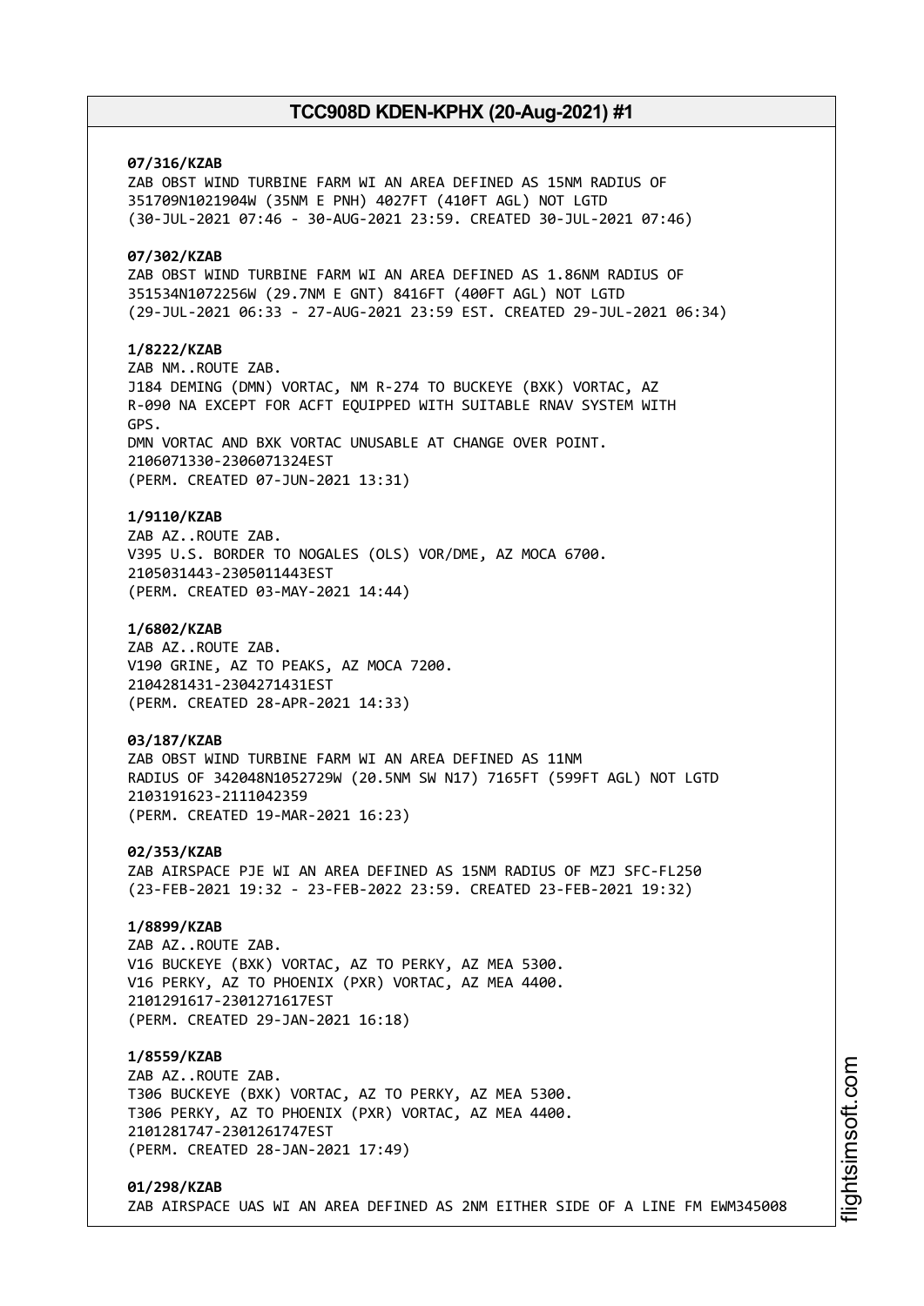**07/316/KZAB**
ZAB OBST WIND TURBINE FARM WI AN AREA DEFINED AS 15NM RADIUS OF 351709N1021904W (35NM E PNH) 4027FT (410FT AGL) NOT LGTD
(30-JUL-2021 07:46 - 30-AUG-2021 23:59. CREATED 30-JUL-2021 07:46)

**07/302/KZAB**
ZAB OBST WIND TURBINE FARM WI AN AREA DEFINED AS 1.86NM RADIUS OF 351534N1072256W (29.7NM E GNT) 8416FT (400FT AGL) NOT LGTD
(29-JUL-2021 06:33 - 27-AUG-2021 23:59 EST. CREATED 29-JUL-2021 06:34)

**1/8222/KZAB**
ZAB NM..ROUTE ZAB.
J184 DEMING (DMN) VORTAC, NM R-274 TO BUCKEYE (BXK) VORTAC, AZ R-090 NA EXCEPT FOR ACFT EQUIPPED WITH SUITABLE RNAV SYSTEM WITH GPS.
DMN VORTAC AND BXK VORTAC UNUSABLE AT CHANGE OVER POINT.
2106071330-2306071324EST
(PERM. CREATED 07-JUN-2021 13:31)

**1/9110/KZAB**
ZAB AZ..ROUTE ZAB.
V395 U.S. BORDER TO NOGALES (OLS) VOR/DME, AZ MOCA 6700.
2105031443-2305011443EST
(PERM. CREATED 03-MAY-2021 14:44)

**1/6802/KZAB**
ZAB AZ..ROUTE ZAB.
V190 GRINE, AZ TO PEAKS, AZ MOCA 7200.
2104281431-2304271431EST
(PERM. CREATED 28-APR-2021 14:33)

**03/187/KZAB**
ZAB OBST WIND TURBINE FARM WI AN AREA DEFINED AS 11NM RADIUS OF 342048N1052729W (20.5NM SW N17) 7165FT (599FT AGL) NOT LGTD
2103191623-2111042359
(PERM. CREATED 19-MAR-2021 16:23)

**02/353/KZAB**
ZAB AIRSPACE PJE WI AN AREA DEFINED AS 15NM RADIUS OF MZJ SFC-FL250
(23-FEB-2021 19:32 - 23-FEB-2022 23:59. CREATED 23-FEB-2021 19:32)

**1/8899/KZAB**
ZAB AZ..ROUTE ZAB.
V16 BUCKEYE (BXK) VORTAC, AZ TO PERKY, AZ MEA 5300.
V16 PERKY, AZ TO PHOENIX (PXR) VORTAC, AZ MEA 4400.
2101291617-2301271617EST
(PERM. CREATED 29-JAN-2021 16:18)

**1/8559/KZAB**
ZAB AZ..ROUTE ZAB.
T306 BUCKEYE (BXK) VORTAC, AZ TO PERKY, AZ MEA 5300.
T306 PERKY, AZ TO PHOENIX (PXR) VORTAC, AZ MEA 4400.
2101281747-2301261747EST
(PERM. CREATED 28-JAN-2021 17:49)

**01/298/KZAB**
ZAB AIRSPACE UAS WI AN AREA DEFINED AS 2NM EITHER SIDE OF A LINE FM EWM345008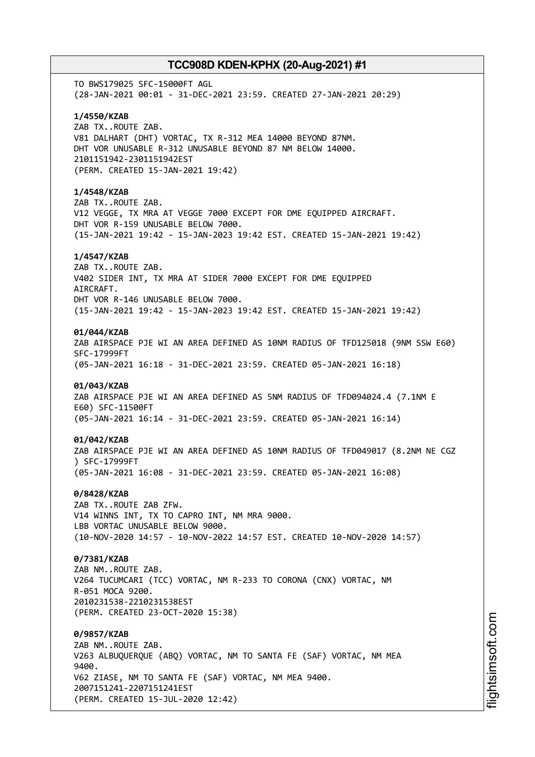TO BWS179025 SFC-15000FT AGL
(28-JAN-2021 00:01 - 31-DEC-2021 23:59. CREATED 27-JAN-2021 20:29)

**1/4550/KZAB**
ZAB TX..ROUTE ZAB.
V81 DALHART (DHT) VORTAC, TX R-312 MEA 14000 BEYOND 87NM.
DHT VOR UNUSABLE R-312 UNUSABLE BEYOND 87 NM BELOW 14000.
2101151942-2301151942EST
(PERM. CREATED 15-JAN-2021 19:42)

**1/4548/KZAB**
ZAB TX..ROUTE ZAB.
V12 VEGGE, TX MRA AT VEGGE 7000 EXCEPT FOR DME EQUIPPED AIRCRAFT.
DHT VOR R-159 UNUSABLE BELOW 7000.
(15-JAN-2021 19:42 - 15-JAN-2023 19:42 EST. CREATED 15-JAN-2021 19:42)

**1/4547/KZAB**
ZAB TX..ROUTE ZAB.
V402 SIDER INT, TX MRA AT SIDER 7000 EXCEPT FOR DME EQUIPPED
AIRCRAFT.
DHT VOR R-146 UNUSABLE BELOW 7000.
(15-JAN-2021 19:42 - 15-JAN-2023 19:42 EST. CREATED 15-JAN-2021 19:42)

**01/044/KZAB**
ZAB AIRSPACE PJE WI AN AREA DEFINED AS 10NM RADIUS OF TFD125018 (9NM SSW E60)
SFC-17999FT
(05-JAN-2021 16:18 - 31-DEC-2021 23:59. CREATED 05-JAN-2021 16:18)

**01/043/KZAB**
ZAB AIRSPACE PJE WI AN AREA DEFINED AS 5NM RADIUS OF TFD094024.4 (7.1NM E
E60) SFC-11500FT
(05-JAN-2021 16:14 - 31-DEC-2021 23:59. CREATED 05-JAN-2021 16:14)

**01/042/KZAB**
ZAB AIRSPACE PJE WI AN AREA DEFINED AS 10NM RADIUS OF TFD049017 (8.2NM NE CGZ
) SFC-17999FT
(05-JAN-2021 16:08 - 31-DEC-2021 23:59. CREATED 05-JAN-2021 16:08)

**0/8428/KZAB**
ZAB TX..ROUTE ZAB ZFW.
V14 WINNS INT, TX TO CAPRO INT, NM MRA 9000.
LBB VORTAC UNUSABLE BELOW 9000.
(10-NOV-2020 14:57 - 10-NOV-2022 14:57 EST. CREATED 10-NOV-2020 14:57)

**0/7381/KZAB**
ZAB NM..ROUTE ZAB.
V264 TUCUMCARI (TCC) VORTAC, NM R-233 TO CORONA (CNX) VORTAC, NM
R-051 MOCA 9200.
2010231538-2210231538EST
(PERM. CREATED 23-OCT-2020 15:38)

**0/9857/KZAB**
ZAB NM..ROUTE ZAB.
V263 ALBUQUERQUE (ABQ) VORTAC, NM TO SANTA FE (SAF) VORTAC, NM MEA
9400.
V62 ZIASE, NM TO SANTA FE (SAF) VORTAC, NM MEA 9400.
2007151241-2207151241EST
(PERM. CREATED 15-JUL-2020 12:42)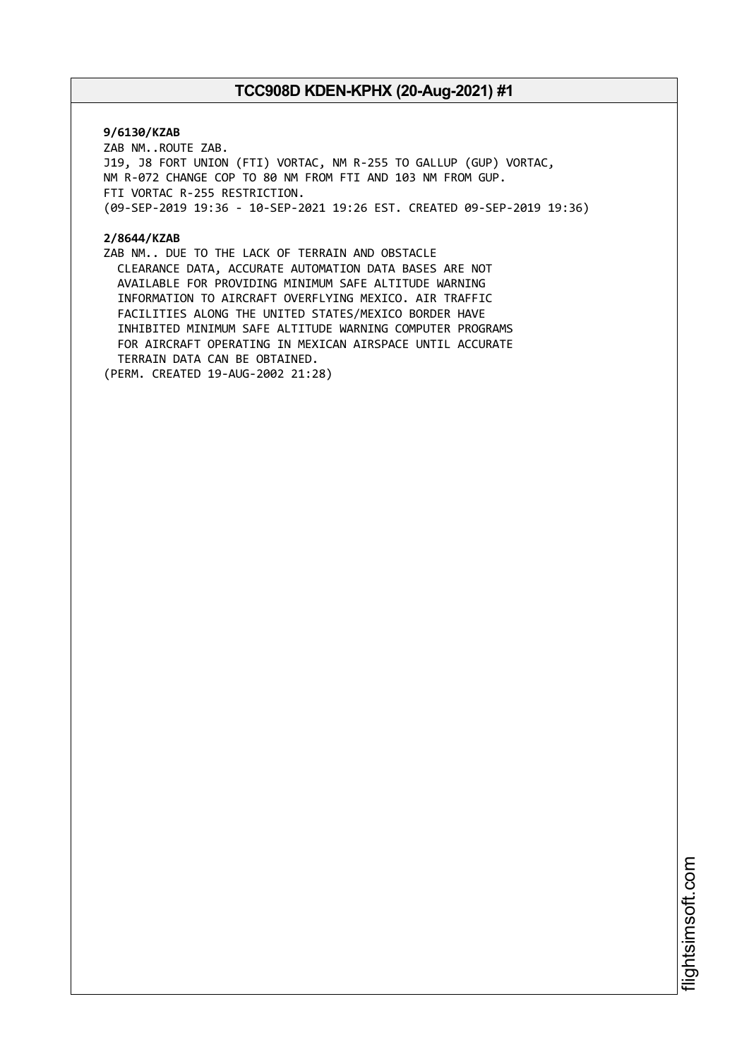**9/6130/KZAB**
ZAB NM..ROUTE ZAB.
J19, J8 FORT UNION (FTI) VORTAC, NM R-255 TO GALLUP (GUP) VORTAC,
NM R-072 CHANGE COP TO 80 NM FROM FTI AND 103 NM FROM GUP.
FTI VORTAC R-255 RESTRICTION.
(09-SEP-2019 19:36 - 10-SEP-2021 19:26 EST. CREATED 09-SEP-2019 19:36)

**2/8644/KZAB**
ZAB NM.. DUE TO THE LACK OF TERRAIN AND OBSTACLE
CLEARANCE DATA, ACCURATE AUTOMATION DATA BASES ARE NOT
AVAILABLE FOR PROVIDING MINIMUM SAFE ALTITUDE WARNING
INFORMATION TO AIRCRAFT OVERFLYING MEXICO. AIR TRAFFIC
FACILITIES ALONG THE UNITED STATES/MEXICO BORDER HAVE
INHIBITED MINIMUM SAFE ALTITUDE WARNING COMPUTER PROGRAMS
FOR AIRCRAFT OPERATING IN MEXICAN AIRSPACE UNTIL ACCURATE
TERRAIN DATA CAN BE OBTAINED.
(PERM. CREATED 19-AUG-2002 21:28)